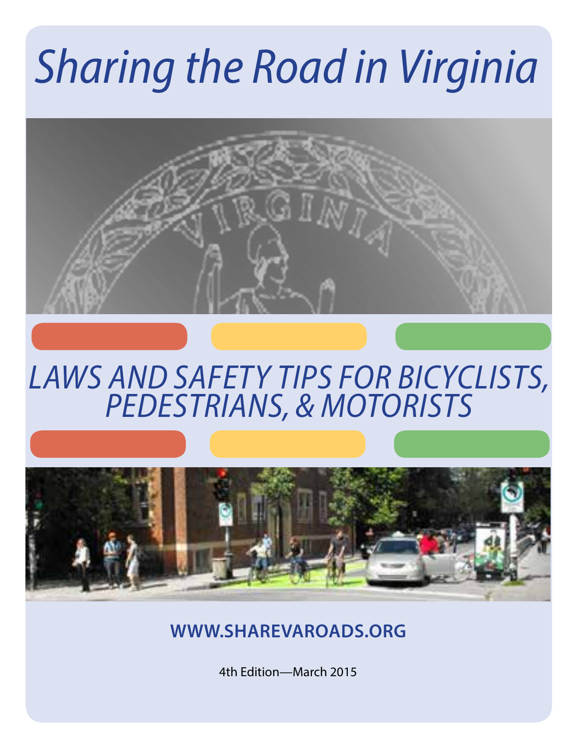# Sharing the Road in Virginia

## LAWS AND SAFETY TIPS FOR BICYCLISTS, PEDESTRIANS, & MOTORISTS

**WWW.SHAREVAROADS.ORG**

4th Edition—March 2015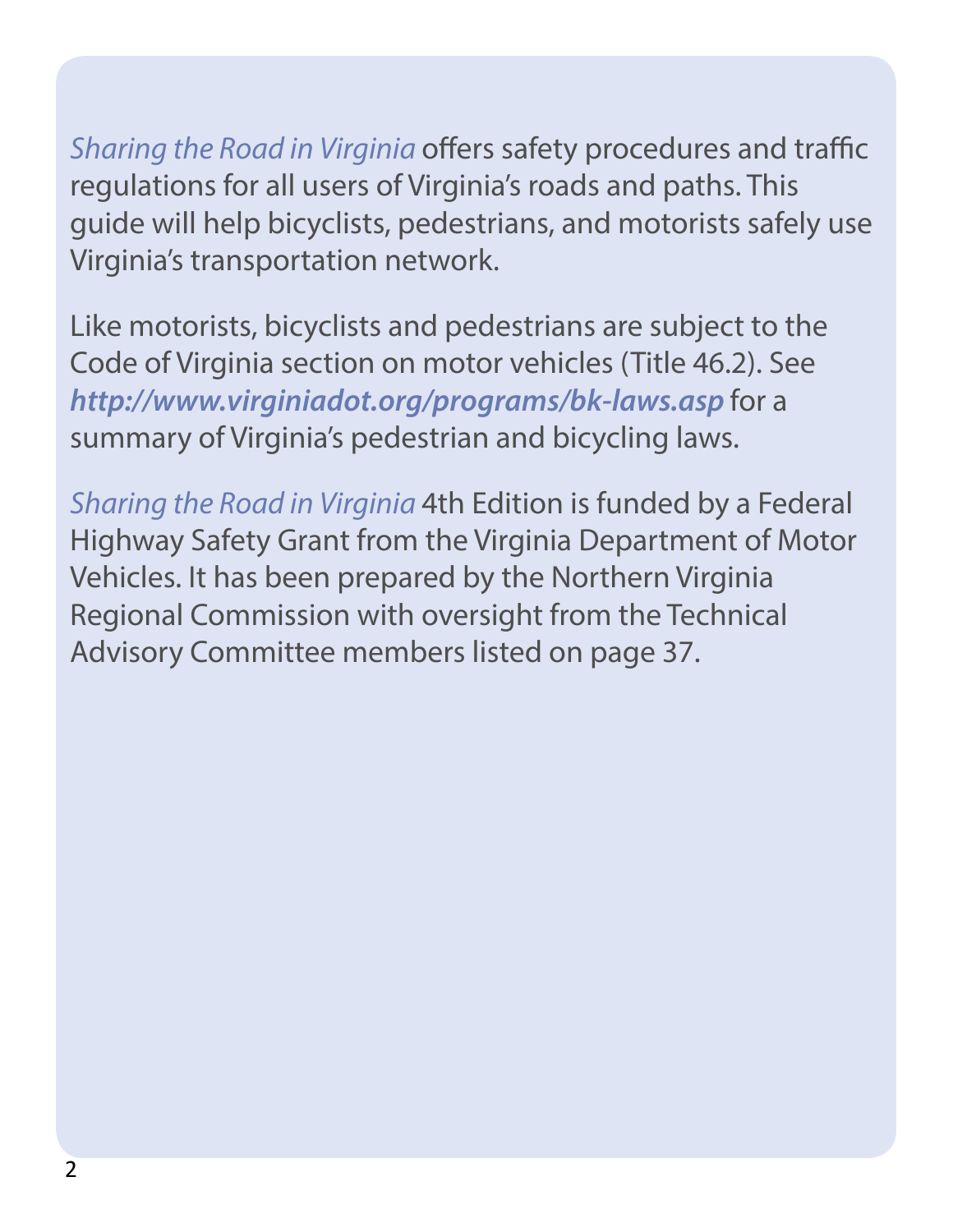*Sharing the Road in Virginia* offers safety procedures and traffic regulations for all users of Virginia's roads and paths. This guide will help bicyclists, pedestrians, and motorists safely use Virginia's transportation network.

Like motorists, bicyclists and pedestrians are subject to the Code of Virginia section on motor vehicles (Title 46.2). See ***http://www.virginiadot.org/programs/bk-laws.asp*** for a summary of Virginia's pedestrian and bicycling laws.

*Sharing the Road in Virginia* 4th Edition is funded by a Federal Highway Safety Grant from the Virginia Department of Motor Vehicles. It has been prepared by the Northern Virginia Regional Commission with oversight from the Technical Advisory Committee members listed on page 37.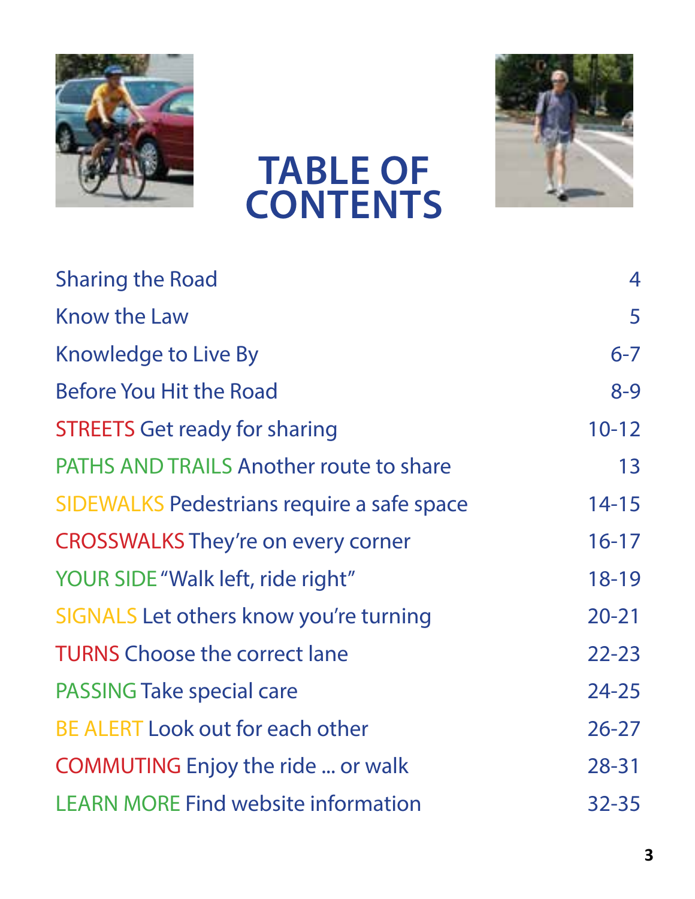# TABLE OF CONTENTS

| | |
|---|---|
| Sharing the Road | 4 |
| Know the Law | 5 |
| Knowledge to Live By | 6-7 |
| Before You Hit the Road | 8-9 |
| STREETS Get ready for sharing | 10-12 |
| PATHS AND TRAILS Another route to share | 13 |
| SIDEWALKS Pedestrians require a safe space | 14-15 |
| CROSSWALKS They're on every corner | 16-17 |
| YOUR SIDE "Walk left, ride right" | 18-19 |
| SIGNALS Let others know you're turning | 20-21 |
| TURNS Choose the correct lane | 22-23 |
| PASSING Take special care | 24-25 |
| BE ALERT Look out for each other | 26-27 |
| COMMUTING Enjoy the ride ... or walk | 28-31 |
| LEARN MORE Find website information | 32-35 |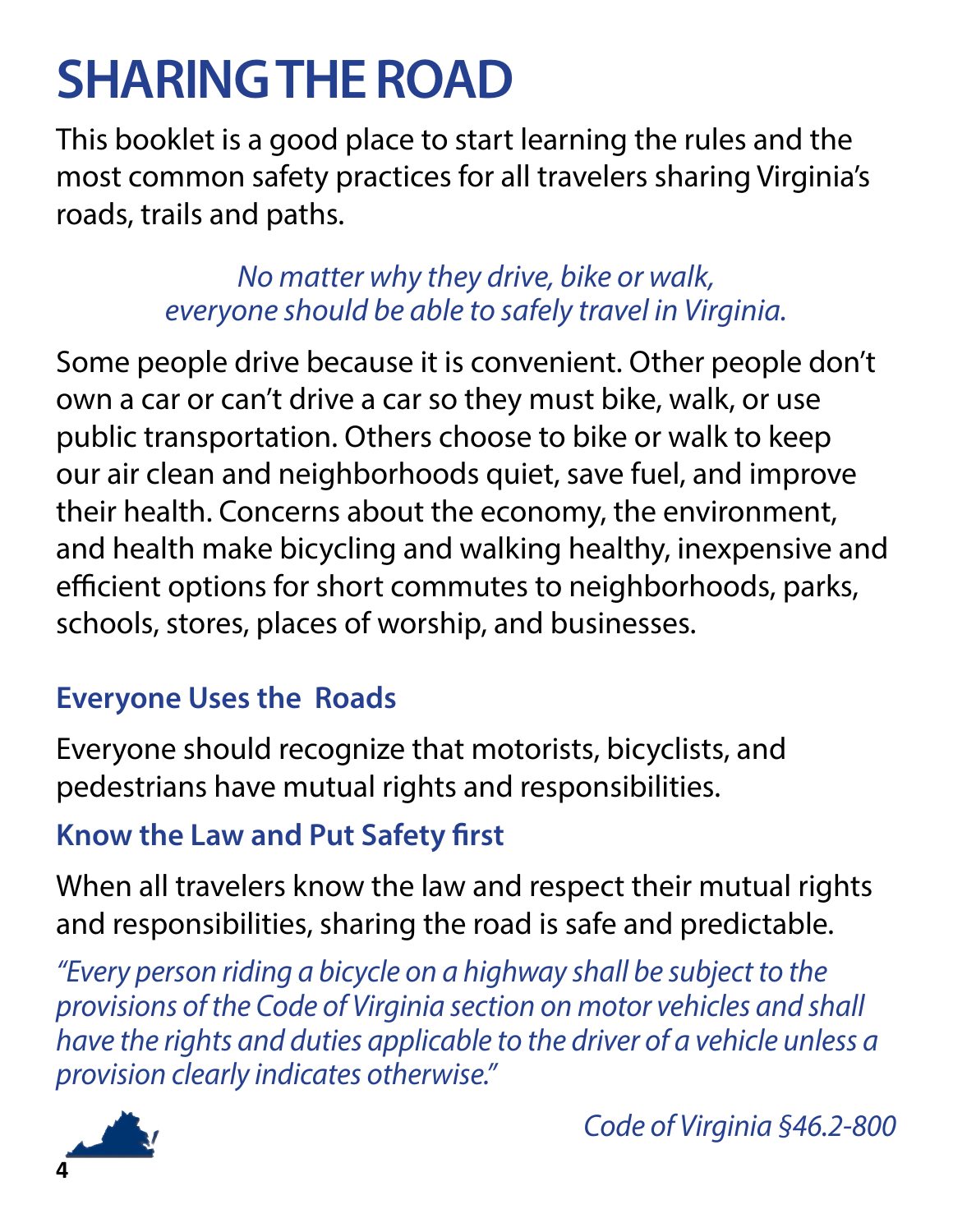# SHARING THE ROAD

This booklet is a good place to start learning the rules and the most common safety practices for all travelers sharing Virginia's roads, trails and paths.

*No matter why they drive, bike or walk, everyone should be able to safely travel in Virginia.*

Some people drive because it is convenient. Other people don't own a car or can't drive a car so they must bike, walk, or use public transportation. Others choose to bike or walk to keep our air clean and neighborhoods quiet, save fuel, and improve their health. Concerns about the economy, the environment, and health make bicycling and walking healthy, inexpensive and efficient options for short commutes to neighborhoods, parks, schools, stores, places of worship, and businesses.

### Everyone Uses the Roads

Everyone should recognize that motorists, bicyclists, and pedestrians have mutual rights and responsibilities.

### Know the Law and Put Safety first

When all travelers know the law and respect their mutual rights and responsibilities, sharing the road is safe and predictable.

*"Every person riding a bicycle on a highway shall be subject to the provisions of the Code of Virginia section on motor vehicles and shall have the rights and duties applicable to the driver of a vehicle unless a provision clearly indicates otherwise."*

*Code of Virginia §46.2-800*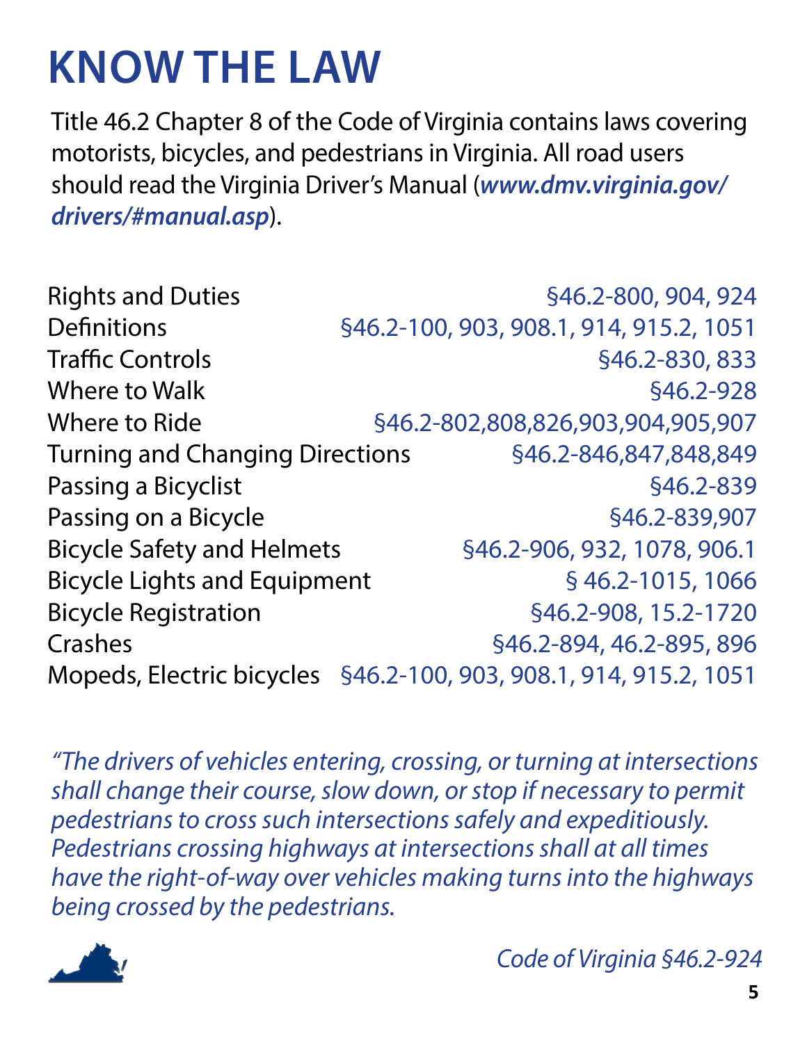# KNOW THE LAW

Title 46.2 Chapter 8 of the Code of Virginia contains laws covering motorists, bicycles, and pedestrians in Virginia. All road users should read the Virginia Driver's Manual (***www.dmv.virginia.gov/drivers/#manual.asp***).

| | |
|---|---|
| Rights and Duties | §46.2-800, 904, 924 |
| Definitions | §46.2-100, 903, 908.1, 914, 915.2, 1051 |
| Traffic Controls | §46.2-830, 833 |
| Where to Walk | §46.2-928 |
| Where to Ride | §46.2-802,808,826,903,904,905,907 |
| Turning and Changing Directions | §46.2-846,847,848,849 |
| Passing a Bicyclist | §46.2-839 |
| Passing on a Bicycle | §46.2-839,907 |
| Bicycle Safety and Helmets | §46.2-906, 932, 1078, 906.1 |
| Bicycle Lights and Equipment | § 46.2-1015, 1066 |
| Bicycle Registration | §46.2-908, 15.2-1720 |
| Crashes | §46.2-894, 46.2-895, 896 |
| Mopeds, Electric bicycles | §46.2-100, 903, 908.1, 914, 915.2, 1051 |

*"The drivers of vehicles entering, crossing, or turning at intersections shall change their course, slow down, or stop if necessary to permit pedestrians to cross such intersections safely and expeditiously. Pedestrians crossing highways at intersections shall at all times have the right-of-way over vehicles making turns into the highways being crossed by the pedestrians.*

*Code of Virginia §46.2-924*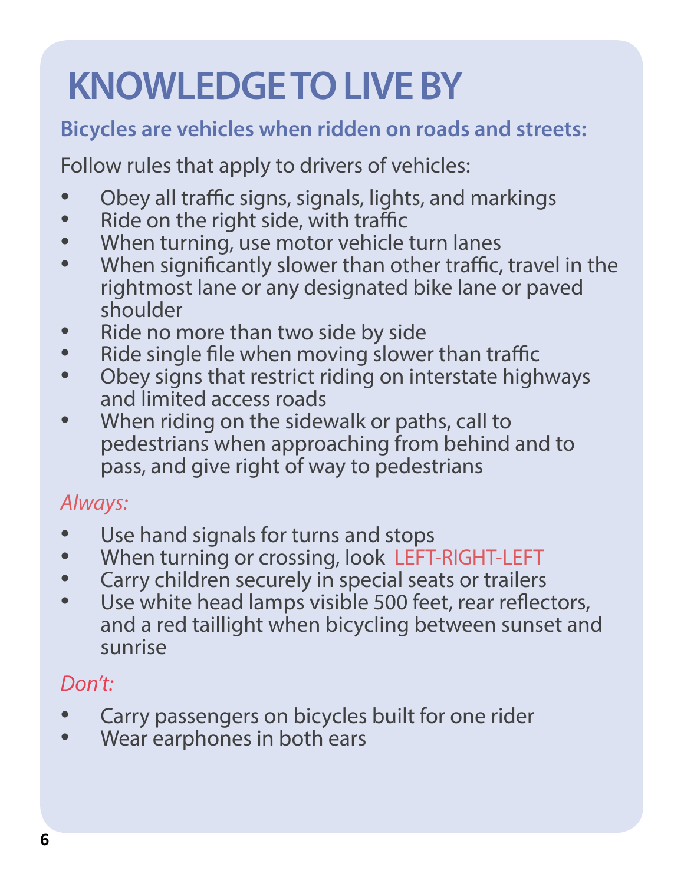# KNOWLEDGE TO LIVE BY

## Bicycles are vehicles when ridden on roads and streets:

Follow rules that apply to drivers of vehicles:

- Obey all traffic signs, signals, lights, and markings
- Ride on the right side, with traffic
- When turning, use motor vehicle turn lanes
- When significantly slower than other traffic, travel in the rightmost lane or any designated bike lane or paved shoulder
- Ride no more than two side by side
- Ride single file when moving slower than traffic
- Obey signs that restrict riding on interstate highways and limited access roads
- When riding on the sidewalk or paths, call to pedestrians when approaching from behind and to pass, and give right of way to pedestrians

*Always:*

- Use hand signals for turns and stops
- When turning or crossing, look LEFT-RIGHT-LEFT
- Carry children securely in special seats or trailers
- Use white head lamps visible 500 feet, rear reflectors, and a red taillight when bicycling between sunset and sunrise

*Don't:*

- Carry passengers on bicycles built for one rider
- Wear earphones in both ears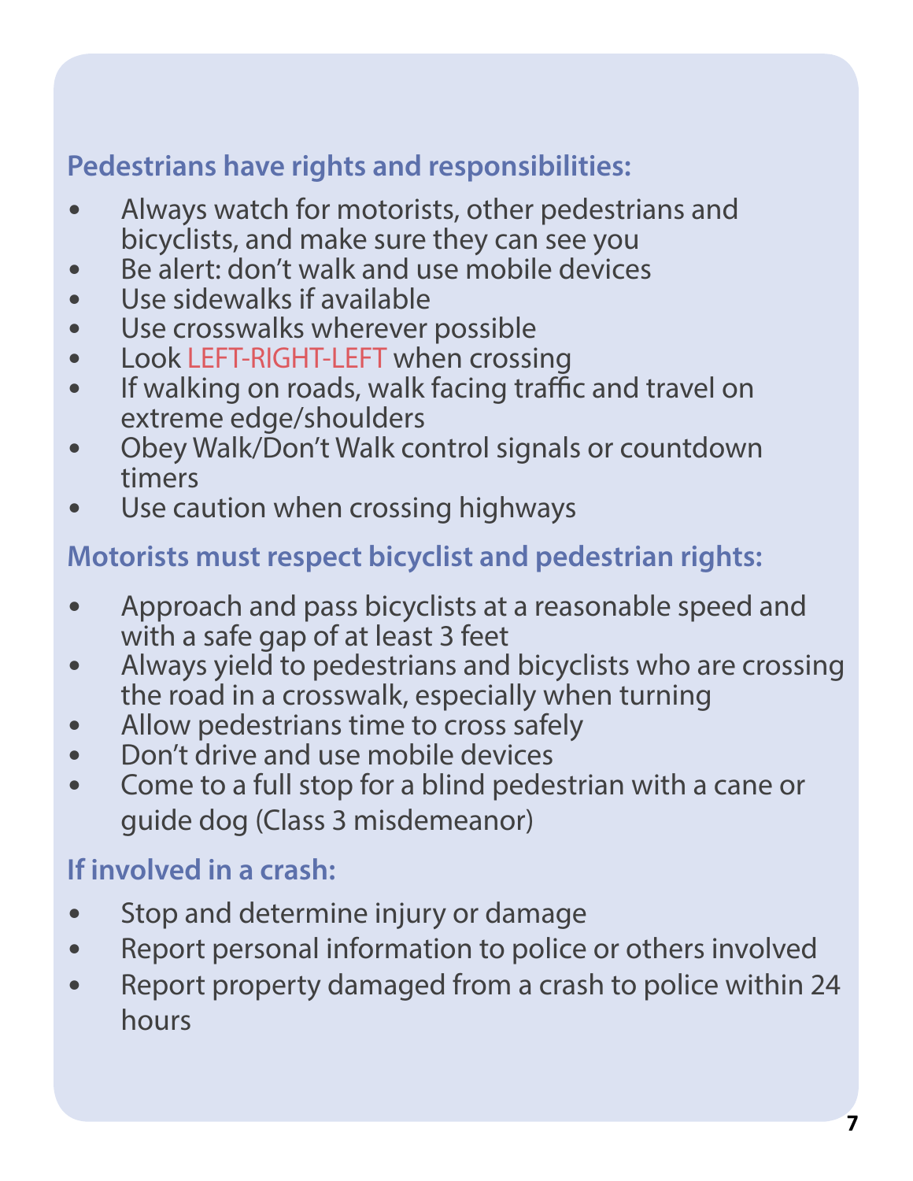### Pedestrians have rights and responsibilities:

- Always watch for motorists, other pedestrians and bicyclists, and make sure they can see you
- Be alert: don't walk and use mobile devices
- Use sidewalks if available
- Use crosswalks wherever possible
- Look LEFT-RIGHT-LEFT when crossing
- If walking on roads, walk facing traffic and travel on extreme edge/shoulders
- Obey Walk/Don't Walk control signals or countdown timers
- Use caution when crossing highways

### Motorists must respect bicyclist and pedestrian rights:

- Approach and pass bicyclists at a reasonable speed and with a safe gap of at least 3 feet
- Always yield to pedestrians and bicyclists who are crossing the road in a crosswalk, especially when turning
- Allow pedestrians time to cross safely
- Don't drive and use mobile devices
- Come to a full stop for a blind pedestrian with a cane or guide dog (Class 3 misdemeanor)

### If involved in a crash:

- Stop and determine injury or damage
- Report personal information to police or others involved
- Report property damaged from a crash to police within 24 hours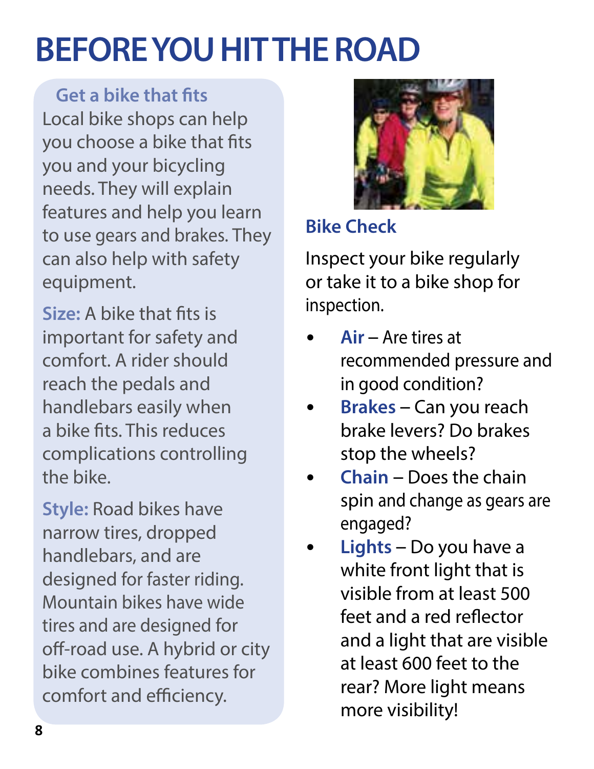# BEFORE YOU HIT THE ROAD

## Get a bike that fits

Local bike shops can help you choose a bike that fits you and your bicycling needs. They will explain features and help you learn to use gears and brakes. They can also help with safety equipment.

**Size:** A bike that fits is important for safety and comfort. A rider should reach the pedals and handlebars easily when a bike fits. This reduces complications controlling the bike.

**Style:** Road bikes have narrow tires, dropped handlebars, and are designed for faster riding. Mountain bikes have wide tires and are designed for off-road use. A hybrid or city bike combines features for comfort and efficiency.

## Bike Check

Inspect your bike regularly or take it to a bike shop for inspection.

- **Air** – Are tires at recommended pressure and in good condition?
- **Brakes** – Can you reach brake levers? Do brakes stop the wheels?
- **Chain** – Does the chain spin and change as gears are engaged?
- **Lights** – Do you have a white front light that is visible from at least 500 feet and a red reflector and a light that are visible at least 600 feet to the rear? More light means more visibility!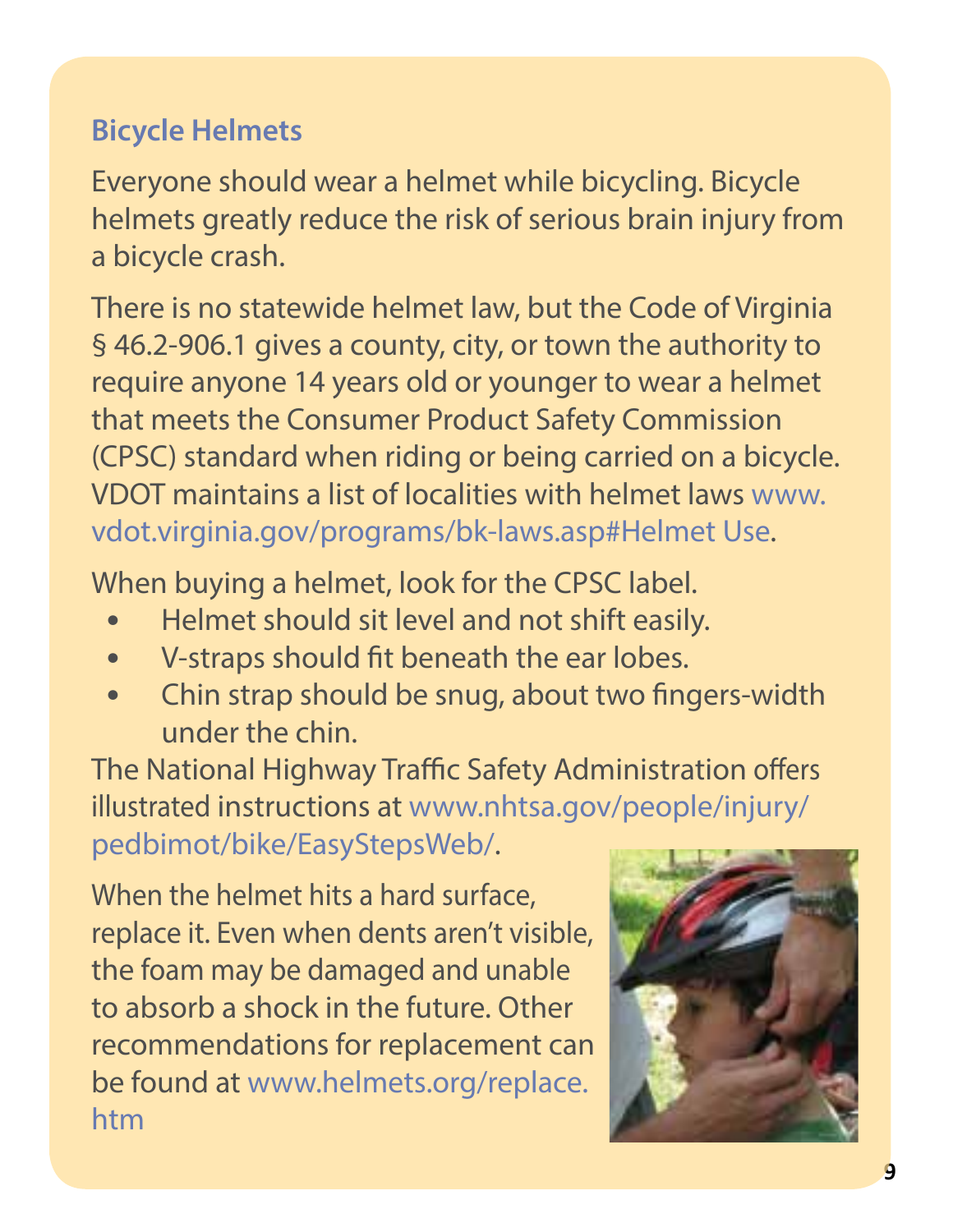## Bicycle Helmets

Everyone should wear a helmet while bicycling. Bicycle helmets greatly reduce the risk of serious brain injury from a bicycle crash.

There is no statewide helmet law, but the Code of Virginia § 46.2-906.1 gives a county, city, or town the authority to require anyone 14 years old or younger to wear a helmet that meets the Consumer Product Safety Commission (CPSC) standard when riding or being carried on a bicycle. VDOT maintains a list of localities with helmet laws www.vdot.virginia.gov/programs/bk-laws.asp#Helmet Use.

When buying a helmet, look for the CPSC label.

- Helmet should sit level and not shift easily.
- V-straps should fit beneath the ear lobes.
- Chin strap should be snug, about two fingers-width under the chin.

The National Highway Traffic Safety Administration offers illustrated instructions at www.nhtsa.gov/people/injury/pedbimot/bike/EasyStepsWeb/.

When the helmet hits a hard surface, replace it. Even when dents aren't visible, the foam may be damaged and unable to absorb a shock in the future. Other recommendations for replacement can be found at www.helmets.org/replace.htm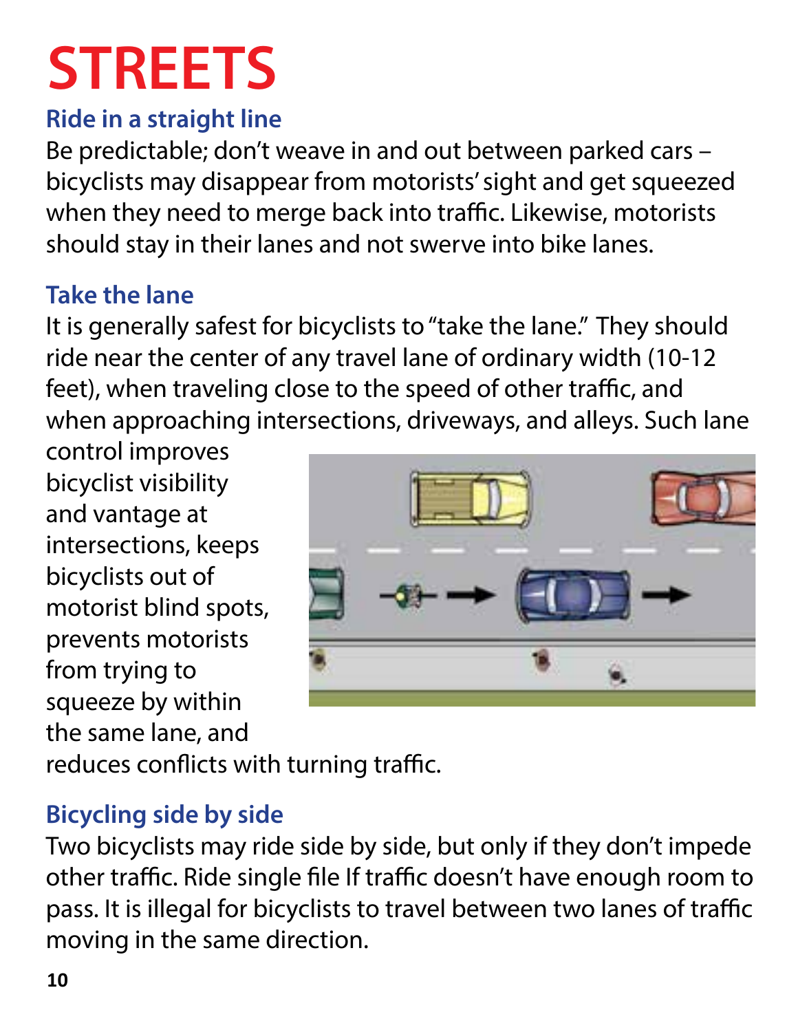# STREETS

### Ride in a straight line

Be predictable; don't weave in and out between parked cars – bicyclists may disappear from motorists' sight and get squeezed when they need to merge back into traffic. Likewise, motorists should stay in their lanes and not swerve into bike lanes.

### Take the lane

It is generally safest for bicyclists to "take the lane." They should ride near the center of any travel lane of ordinary width (10-12 feet), when traveling close to the speed of other traffic, and when approaching intersections, driveways, and alleys. Such lane control improves bicyclist visibility and vantage at intersections, keeps bicyclists out of motorist blind spots, prevents motorists from trying to squeeze by within the same lane, and reduces conflicts with turning traffic.

### Bicycling side by side

Two bicyclists may ride side by side, but only if they don't impede other traffic. Ride single file If traffic doesn't have enough room to pass. It is illegal for bicyclists to travel between two lanes of traffic moving in the same direction.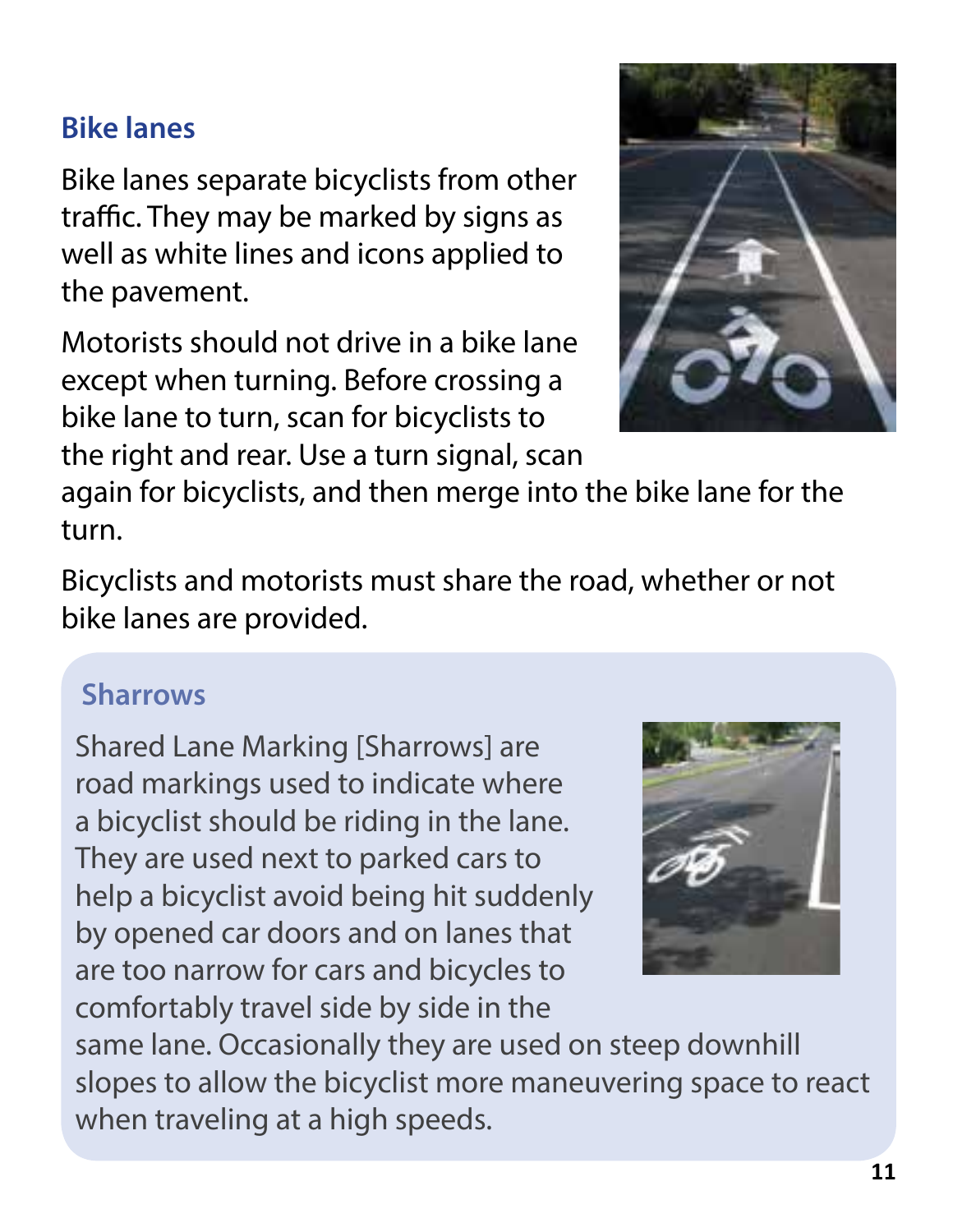## Bike lanes

Bike lanes separate bicyclists from other traffic. They may be marked by signs as well as white lines and icons applied to the pavement.

Motorists should not drive in a bike lane except when turning. Before crossing a bike lane to turn, scan for bicyclists to the right and rear. Use a turn signal, scan again for bicyclists, and then merge into the bike lane for the turn.

Bicyclists and motorists must share the road, whether or not bike lanes are provided.

### Sharrows

Shared Lane Marking [Sharrows] are road markings used to indicate where a bicyclist should be riding in the lane. They are used next to parked cars to help a bicyclist avoid being hit suddenly by opened car doors and on lanes that are too narrow for cars and bicycles to comfortably travel side by side in the same lane. Occasionally they are used on steep downhill slopes to allow the bicyclist more maneuvering space to react when traveling at a high speeds.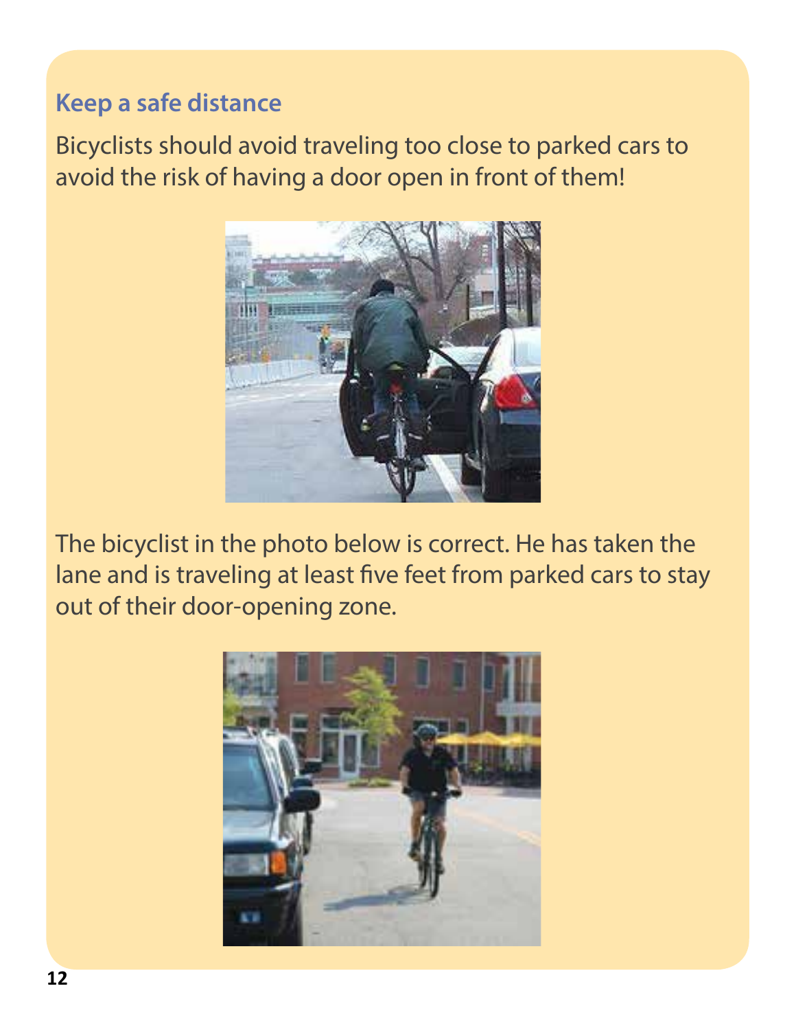### Keep a safe distance

Bicyclists should avoid traveling too close to parked cars to avoid the risk of having a door open in front of them!

The bicyclist in the photo below is correct. He has taken the lane and is traveling at least five feet from parked cars to stay out of their door-opening zone.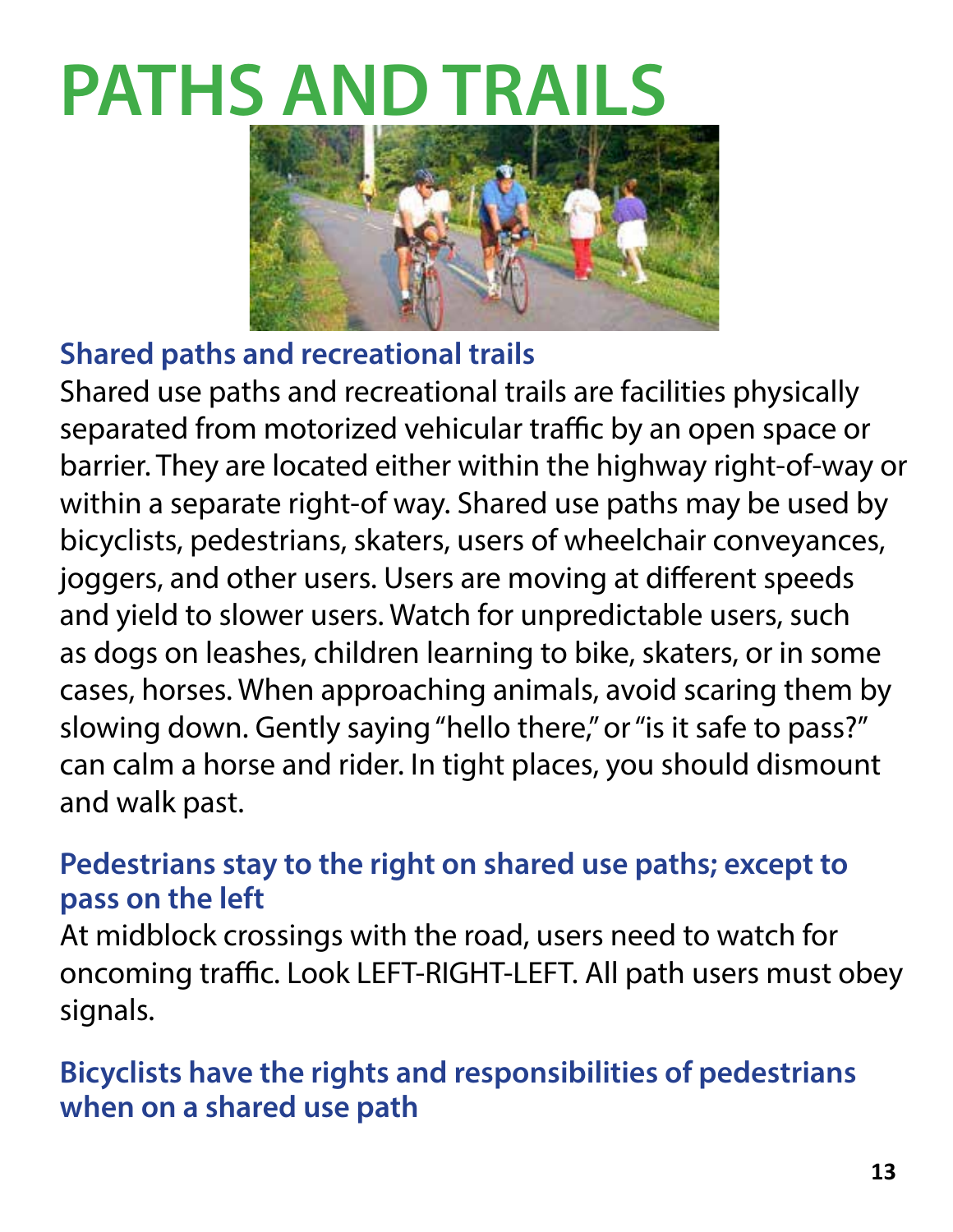# PATHS AND TRAILS

## Shared paths and recreational trails

Shared use paths and recreational trails are facilities physically separated from motorized vehicular traffic by an open space or barrier. They are located either within the highway right-of-way or within a separate right-of way. Shared use paths may be used by bicyclists, pedestrians, skaters, users of wheelchair conveyances, joggers, and other users. Users are moving at different speeds and yield to slower users. Watch for unpredictable users, such as dogs on leashes, children learning to bike, skaters, or in some cases, horses. When approaching animals, avoid scaring them by slowing down. Gently saying "hello there," or "is it safe to pass?" can calm a horse and rider. In tight places, you should dismount and walk past.

## Pedestrians stay to the right on shared use paths; except to pass on the left

At midblock crossings with the road, users need to watch for oncoming traffic. Look LEFT-RIGHT-LEFT. All path users must obey signals.

## Bicyclists have the rights and responsibilities of pedestrians when on a shared use path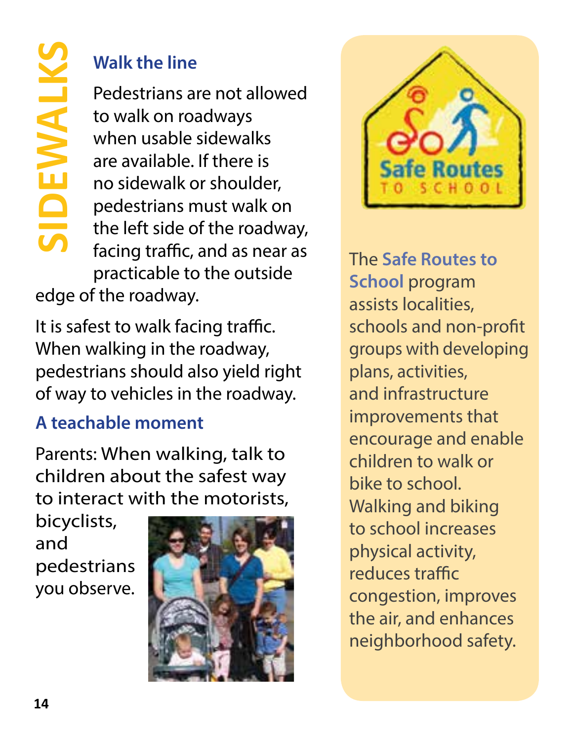# SIDEWALKS

## Walk the line

Pedestrians are not allowed to walk on roadways when usable sidewalks are available. If there is no sidewalk or shoulder, pedestrians must walk on the left side of the roadway, facing traffic, and as near as practicable to the outside edge of the roadway.

It is safest to walk facing traffic. When walking in the roadway, pedestrians should also yield right of way to vehicles in the roadway.

## A teachable moment

Parents: When walking, talk to children about the safest way to interact with the motorists, bicyclists, and pedestrians you observe.

Safe Routes TO SCHOOL

The **Safe Routes to School** program assists localities, schools and non-profit groups with developing plans, activities, and infrastructure improvements that encourage and enable children to walk or bike to school. Walking and biking to school increases physical activity, reduces traffic congestion, improves the air, and enhances neighborhood safety.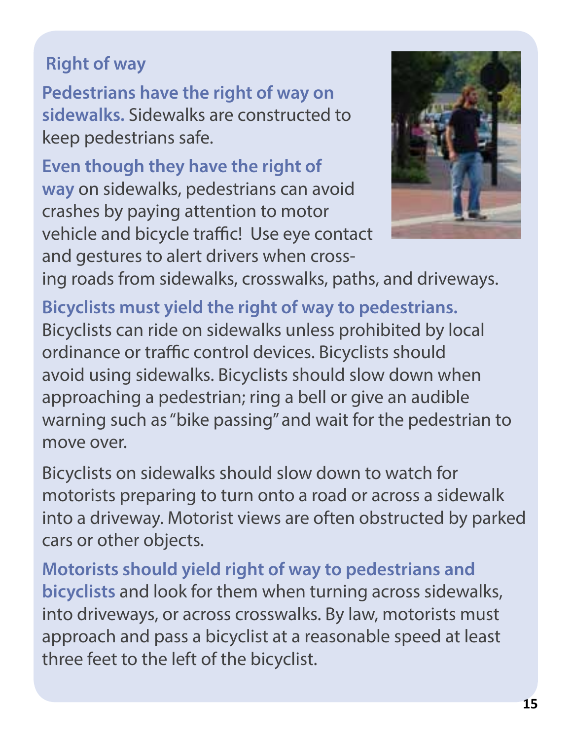## Right of way

**Pedestrians have the right of way on sidewalks.** Sidewalks are constructed to keep pedestrians safe.

**Even though they have the right of way** on sidewalks, pedestrians can avoid crashes by paying attention to motor vehicle and bicycle traffic! Use eye contact and gestures to alert drivers when crossing roads from sidewalks, crosswalks, paths, and driveways.

**Bicyclists must yield the right of way to pedestrians.** Bicyclists can ride on sidewalks unless prohibited by local ordinance or traffic control devices. Bicyclists should avoid using sidewalks. Bicyclists should slow down when approaching a pedestrian; ring a bell or give an audible warning such as "bike passing" and wait for the pedestrian to move over.

Bicyclists on sidewalks should slow down to watch for motorists preparing to turn onto a road or across a sidewalk into a driveway. Motorist views are often obstructed by parked cars or other objects.

**Motorists should yield right of way to pedestrians and bicyclists** and look for them when turning across sidewalks, into driveways, or across crosswalks. By law, motorists must approach and pass a bicyclist at a reasonable speed at least three feet to the left of the bicyclist.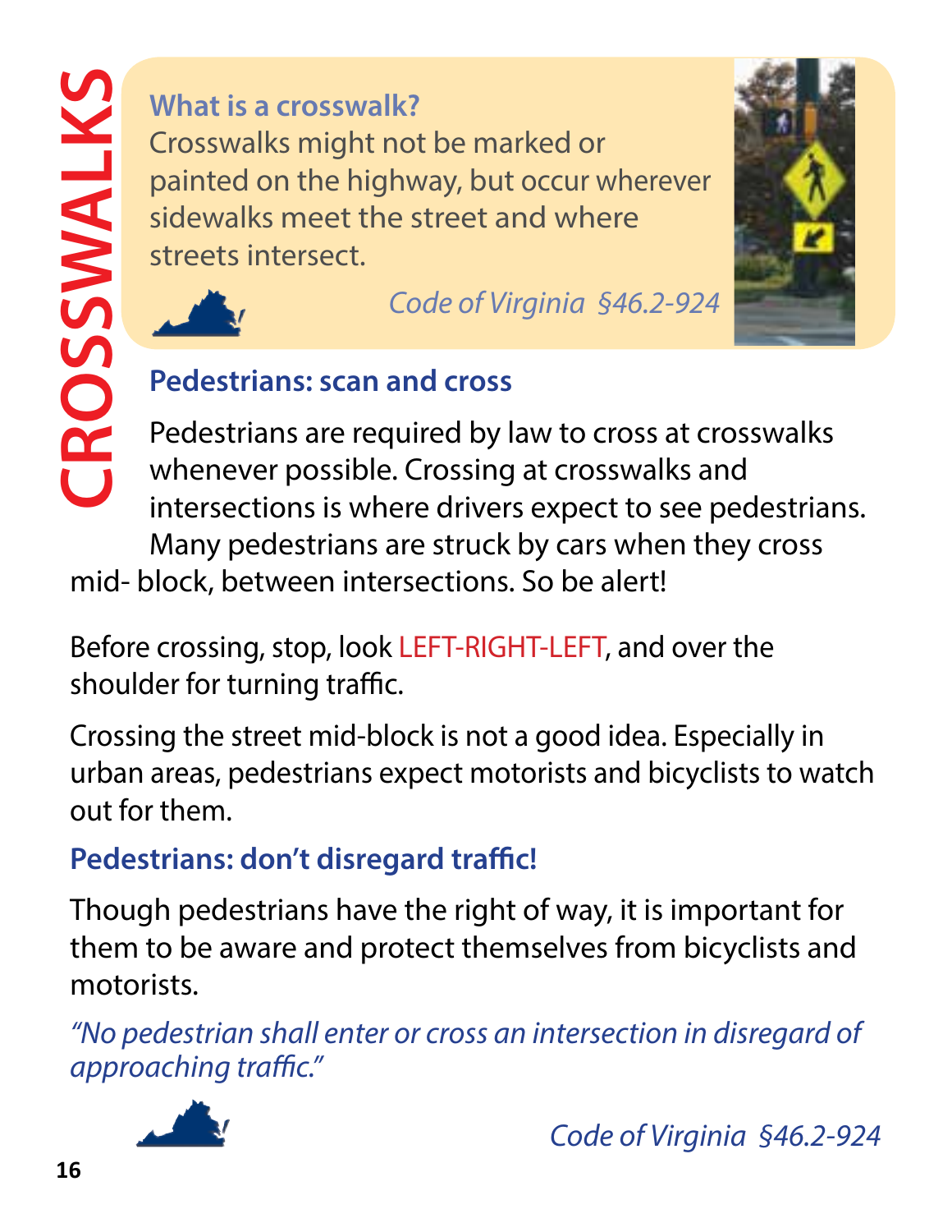# CROSSWALKS

**What is a crosswalk?**

Crosswalks might not be marked or painted on the highway, but occur wherever sidewalks meet the street and where streets intersect.

*Code of Virginia §46.2-924*

## Pedestrians: scan and cross

Pedestrians are required by law to cross at crosswalks whenever possible. Crossing at crosswalks and intersections is where drivers expect to see pedestrians. Many pedestrians are struck by cars when they cross mid- block, between intersections. So be alert!

Before crossing, stop, look LEFT-RIGHT-LEFT, and over the shoulder for turning traffic.

Crossing the street mid-block is not a good idea. Especially in urban areas, pedestrians expect motorists and bicyclists to watch out for them.

## Pedestrians: don't disregard traffic!

Though pedestrians have the right of way, it is important for them to be aware and protect themselves from bicyclists and motorists.

*"No pedestrian shall enter or cross an intersection in disregard of approaching traffic."*

*Code of Virginia §46.2-924*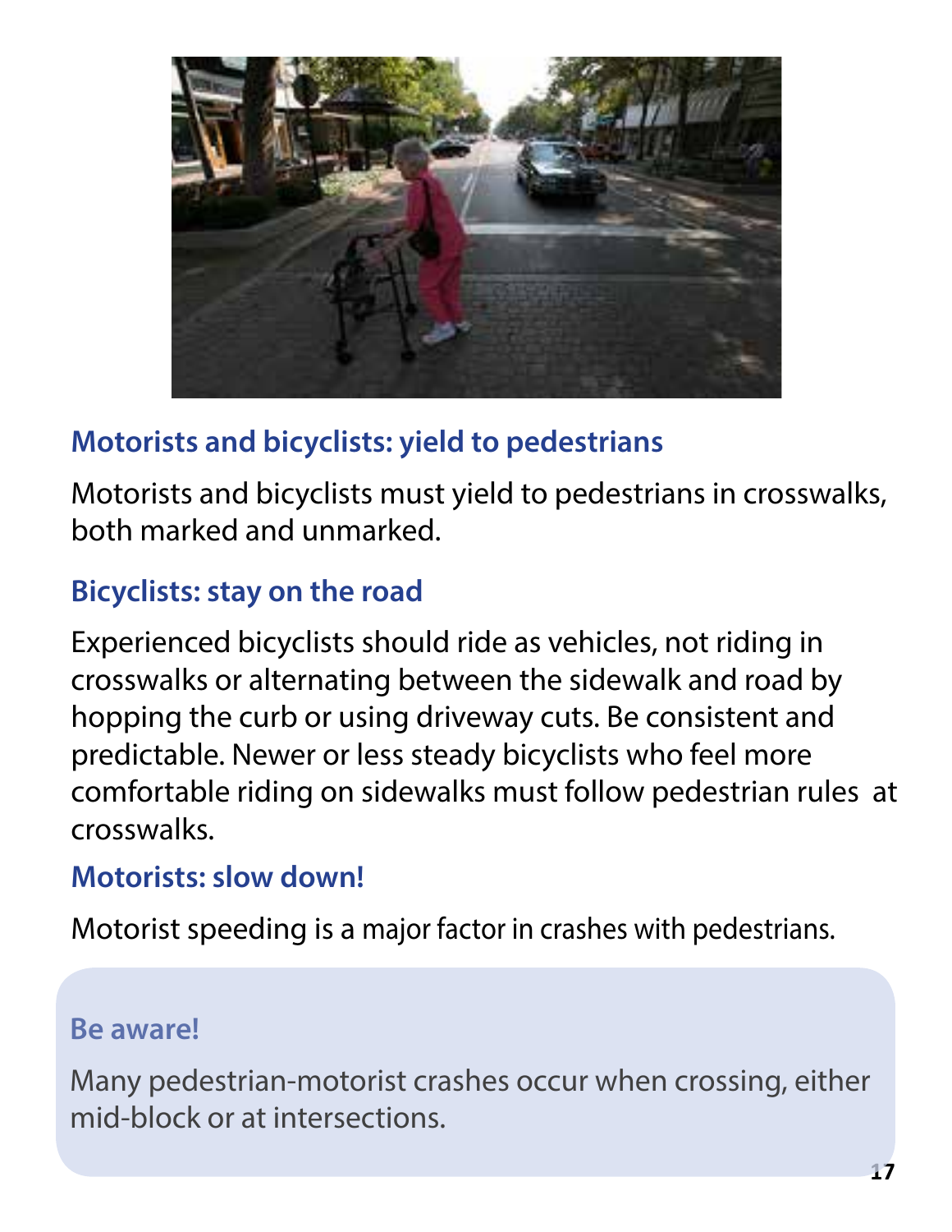## Motorists and bicyclists: yield to pedestrians

Motorists and bicyclists must yield to pedestrians in crosswalks, both marked and unmarked.

## Bicyclists: stay on the road

Experienced bicyclists should ride as vehicles, not riding in crosswalks or alternating between the sidewalk and road by hopping the curb or using driveway cuts. Be consistent and predictable. Newer or less steady bicyclists who feel more comfortable riding on sidewalks must follow pedestrian rules at crosswalks.

## Motorists: slow down!

Motorist speeding is a major factor in crashes with pedestrians.

### Be aware!

Many pedestrian-motorist crashes occur when crossing, either mid-block or at intersections.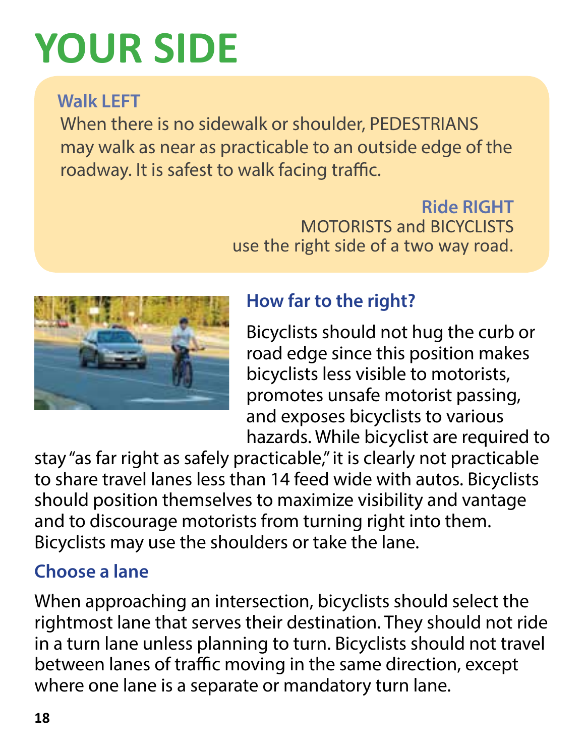# YOUR SIDE

**Walk LEFT**

When there is no sidewalk or shoulder, PEDESTRIANS may walk as near as practicable to an outside edge of the roadway. It is safest to walk facing traffic.

**Ride RIGHT**

MOTORISTS and BICYCLISTS use the right side of a two way road.

## How far to the right?

Bicyclists should not hug the curb or road edge since this position makes bicyclists less visible to motorists, promotes unsafe motorist passing, and exposes bicyclists to various hazards. While bicyclist are required to stay "as far right as safely practicable," it is clearly not practicable to share travel lanes less than 14 feed wide with autos. Bicyclists should position themselves to maximize visibility and vantage and to discourage motorists from turning right into them. Bicyclists may use the shoulders or take the lane.

## Choose a lane

When approaching an intersection, bicyclists should select the rightmost lane that serves their destination. They should not ride in a turn lane unless planning to turn. Bicyclists should not travel between lanes of traffic moving in the same direction, except where one lane is a separate or mandatory turn lane.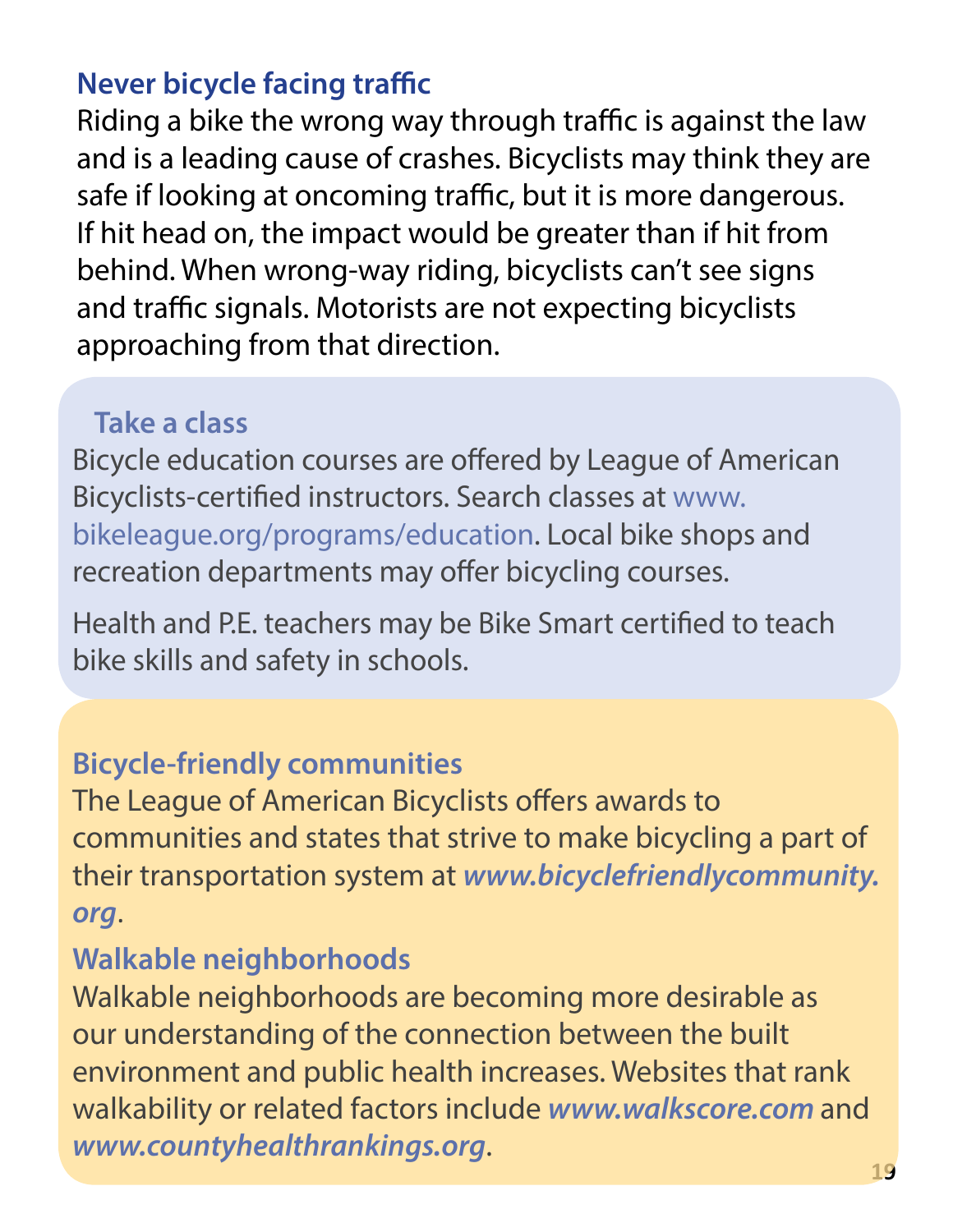### Never bicycle facing traffic

Riding a bike the wrong way through traffic is against the law and is a leading cause of crashes. Bicyclists may think they are safe if looking at oncoming traffic, but it is more dangerous. If hit head on, the impact would be greater than if hit from behind. When wrong-way riding, bicyclists can't see signs and traffic signals. Motorists are not expecting bicyclists approaching from that direction.

### Take a class

Bicycle education courses are offered by League of American Bicyclists-certified instructors. Search classes at www.bikeleague.org/programs/education. Local bike shops and recreation departments may offer bicycling courses.

Health and P.E. teachers may be Bike Smart certified to teach bike skills and safety in schools.

### Bicycle-friendly communities

The League of American Bicyclists offers awards to communities and states that strive to make bicycling a part of their transportation system at ***www.bicyclefriendlycommunity.org***.

### Walkable neighborhoods

Walkable neighborhoods are becoming more desirable as our understanding of the connection between the built environment and public health increases. Websites that rank walkability or related factors include ***www.walkscore.com*** and ***www.countyhealthrankings.org***.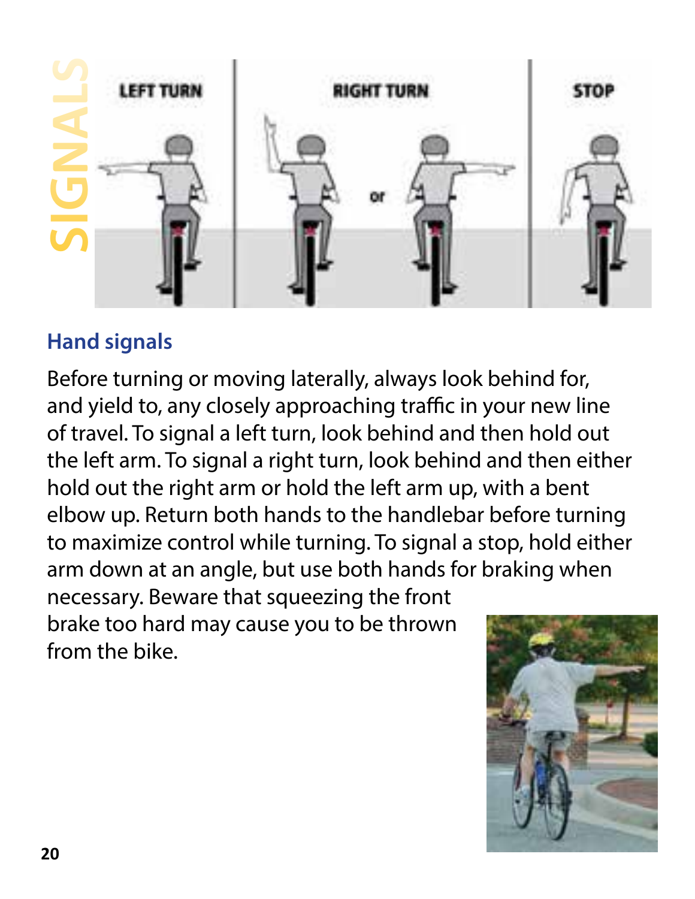# SIGNALS

LEFT TURN

RIGHT TURN

or

STOP

## Hand signals

Before turning or moving laterally, always look behind for, and yield to, any closely approaching traffic in your new line of travel. To signal a left turn, look behind and then hold out the left arm. To signal a right turn, look behind and then either hold out the right arm or hold the left arm up, with a bent elbow up. Return both hands to the handlebar before turning to maximize control while turning. To signal a stop, hold either arm down at an angle, but use both hands for braking when necessary. Beware that squeezing the front brake too hard may cause you to be thrown from the bike.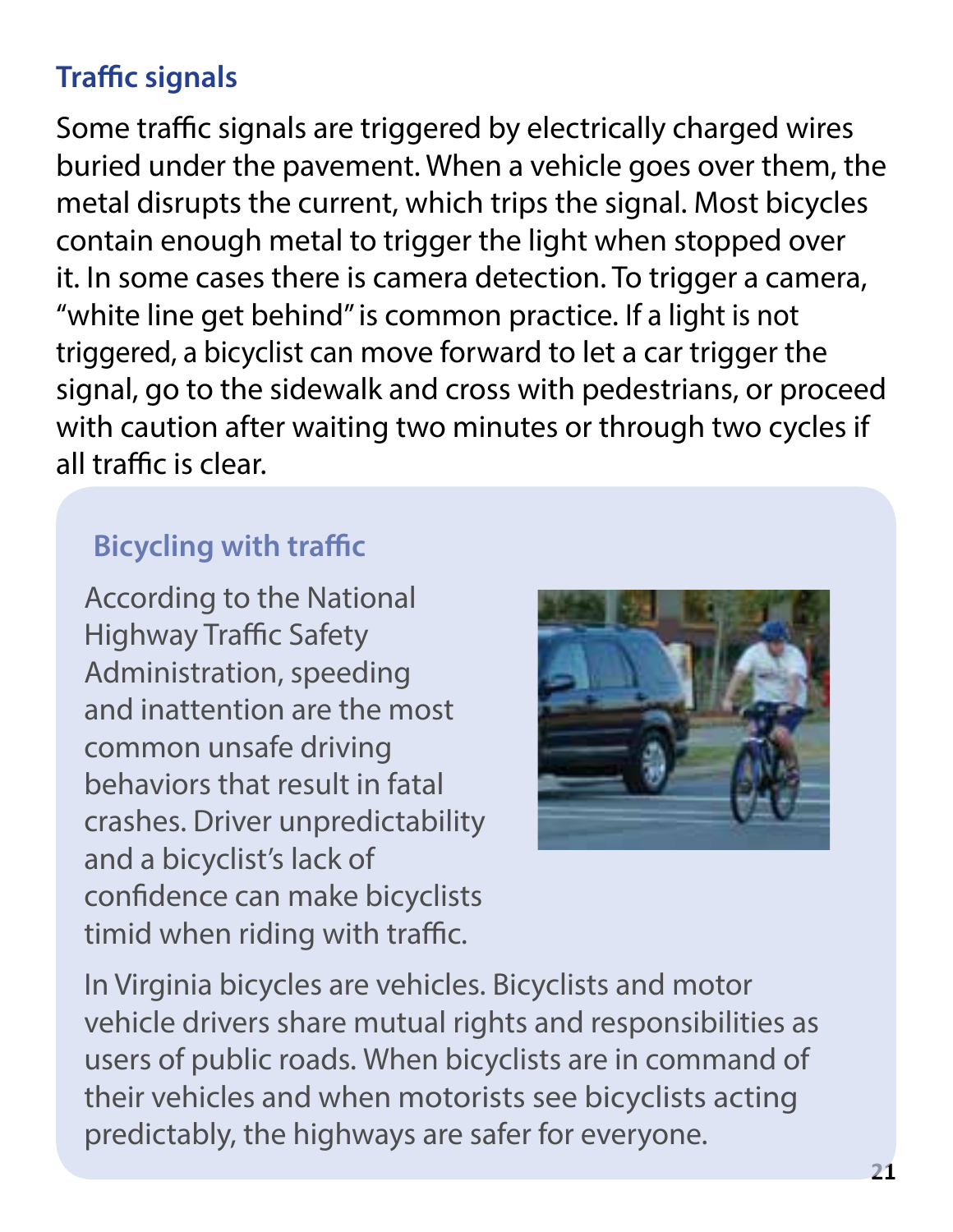## Traffic signals

Some traffic signals are triggered by electrically charged wires buried under the pavement. When a vehicle goes over them, the metal disrupts the current, which trips the signal. Most bicycles contain enough metal to trigger the light when stopped over it. In some cases there is camera detection. To trigger a camera, "white line get behind" is common practice. If a light is not triggered, a bicyclist can move forward to let a car trigger the signal, go to the sidewalk and cross with pedestrians, or proceed with caution after waiting two minutes or through two cycles if all traffic is clear.

### Bicycling with traffic

According to the National Highway Traffic Safety Administration, speeding and inattention are the most common unsafe driving behaviors that result in fatal crashes. Driver unpredictability and a bicyclist's lack of confidence can make bicyclists timid when riding with traffic.

In Virginia bicycles are vehicles. Bicyclists and motor vehicle drivers share mutual rights and responsibilities as users of public roads. When bicyclists are in command of their vehicles and when motorists see bicyclists acting predictably, the highways are safer for everyone.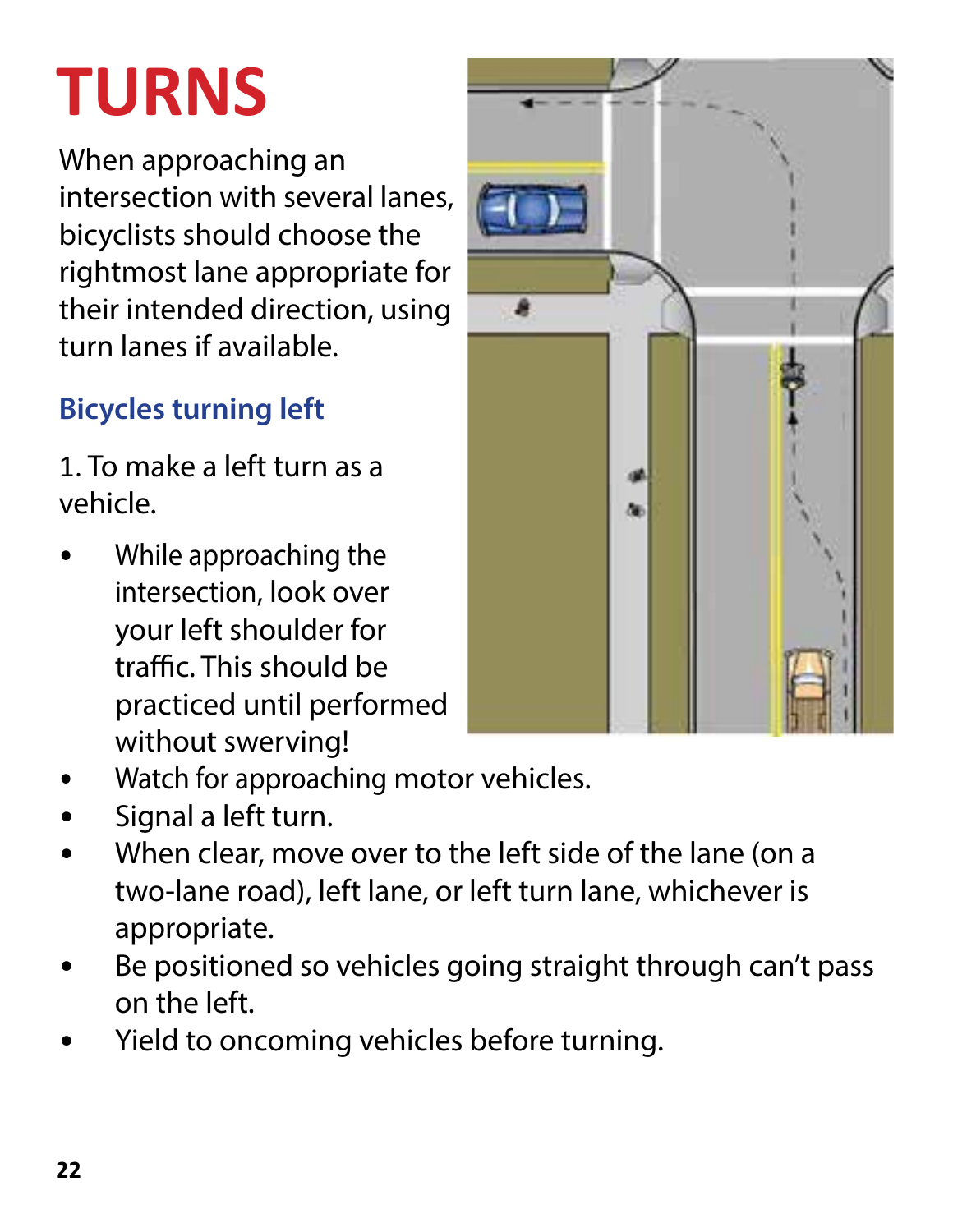# TURNS

When approaching an intersection with several lanes, bicyclists should choose the rightmost lane appropriate for their intended direction, using turn lanes if available.

### Bicycles turning left

1. To make a left turn as a vehicle.

- While approaching the intersection, look over your left shoulder for traffic. This should be practiced until performed without swerving!
- Watch for approaching motor vehicles.
- Signal a left turn.
- When clear, move over to the left side of the lane (on a two-lane road), left lane, or left turn lane, whichever is appropriate.
- Be positioned so vehicles going straight through can't pass on the left.
- Yield to oncoming vehicles before turning.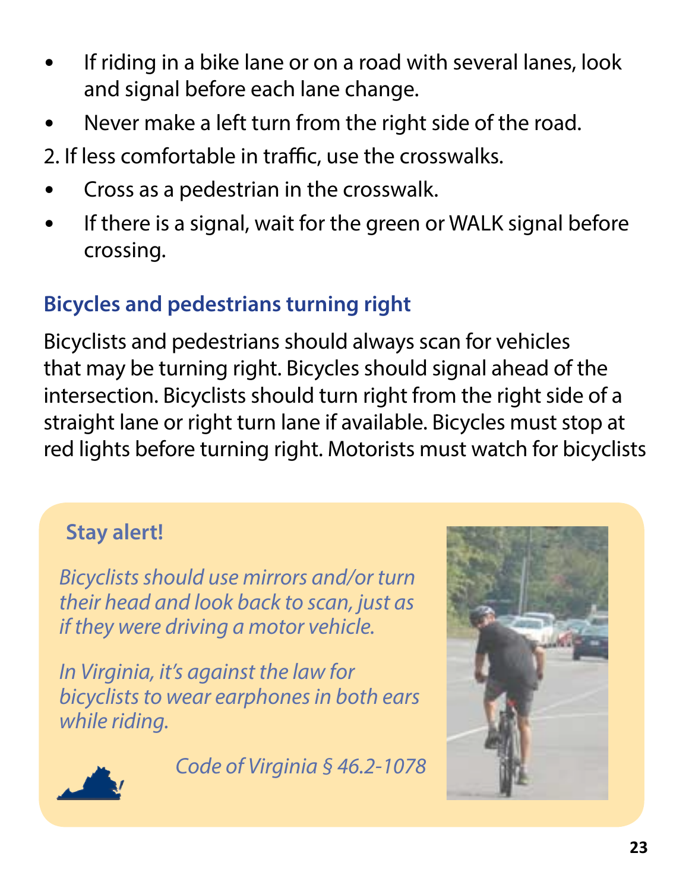- If riding in a bike lane or on a road with several lanes, look and signal before each lane change.
- Never make a left turn from the right side of the road.

2. If less comfortable in traffic, use the crosswalks.

- Cross as a pedestrian in the crosswalk.
- If there is a signal, wait for the green or WALK signal before crossing.

### Bicycles and pedestrians turning right

Bicyclists and pedestrians should always scan for vehicles that may be turning right. Bicycles should signal ahead of the intersection. Bicyclists should turn right from the right side of a straight lane or right turn lane if available. Bicycles must stop at red lights before turning right. Motorists must watch for bicyclists

**Stay alert!**

*Bicyclists should use mirrors and/or turn their head and look back to scan, just as if they were driving a motor vehicle.*

*In Virginia, it's against the law for bicyclists to wear earphones in both ears while riding.*

*Code of Virginia § 46.2-1078*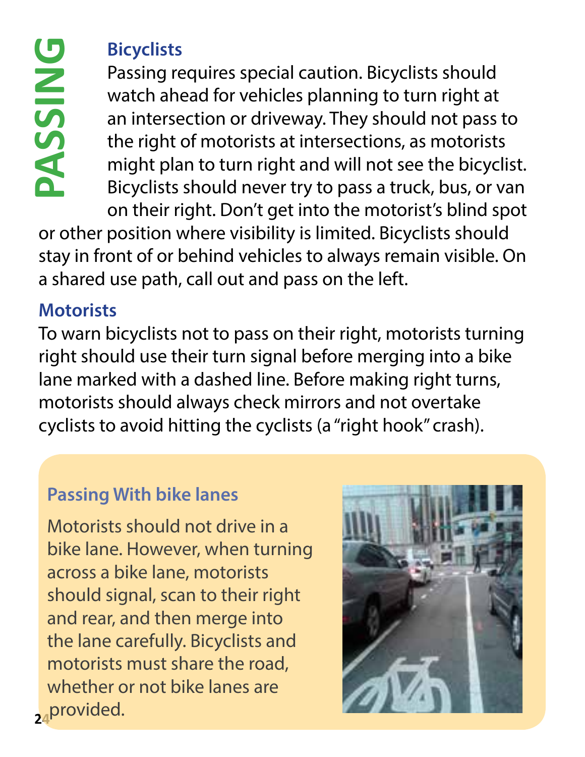# PASSING

## Bicyclists

Passing requires special caution. Bicyclists should watch ahead for vehicles planning to turn right at an intersection or driveway. They should not pass to the right of motorists at intersections, as motorists might plan to turn right and will not see the bicyclist. Bicyclists should never try to pass a truck, bus, or van on their right. Don't get into the motorist's blind spot or other position where visibility is limited. Bicyclists should stay in front of or behind vehicles to always remain visible. On a shared use path, call out and pass on the left.

## Motorists

To warn bicyclists not to pass on their right, motorists turning right should use their turn signal before merging into a bike lane marked with a dashed line. Before making right turns, motorists should always check mirrors and not overtake cyclists to avoid hitting the cyclists (a "right hook" crash).

### Passing With bike lanes

Motorists should not drive in a bike lane. However, when turning across a bike lane, motorists should signal, scan to their right and rear, and then merge into the lane carefully. Bicyclists and motorists must share the road, whether or not bike lanes are provided.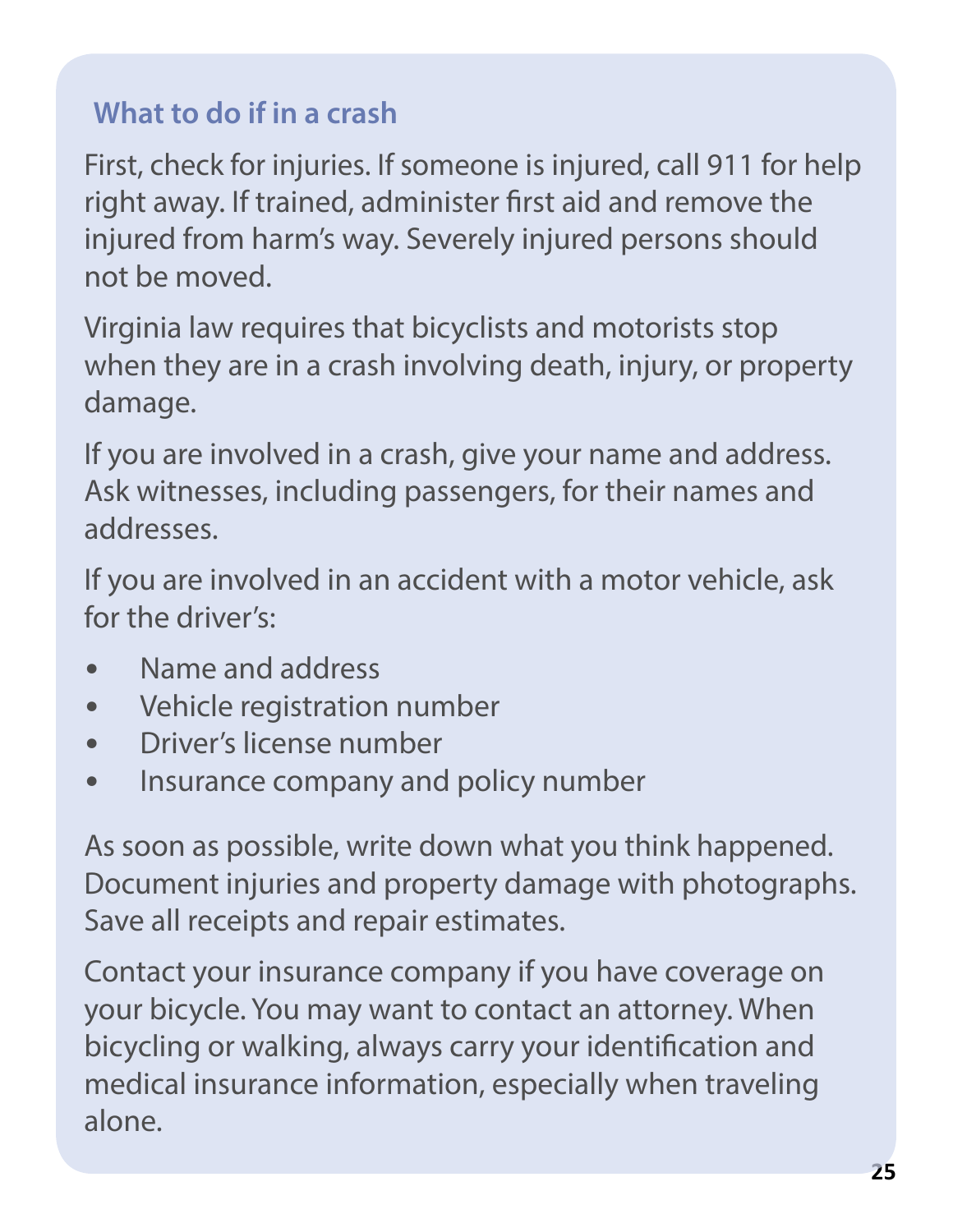### What to do if in a crash

First, check for injuries. If someone is injured, call 911 for help right away. If trained, administer first aid and remove the injured from harm's way. Severely injured persons should not be moved.

Virginia law requires that bicyclists and motorists stop when they are in a crash involving death, injury, or property damage.

If you are involved in a crash, give your name and address. Ask witnesses, including passengers, for their names and addresses.

If you are involved in an accident with a motor vehicle, ask for the driver's:

- Name and address
- Vehicle registration number
- Driver's license number
- Insurance company and policy number

As soon as possible, write down what you think happened. Document injuries and property damage with photographs. Save all receipts and repair estimates.

Contact your insurance company if you have coverage on your bicycle. You may want to contact an attorney. When bicycling or walking, always carry your identification and medical insurance information, especially when traveling alone.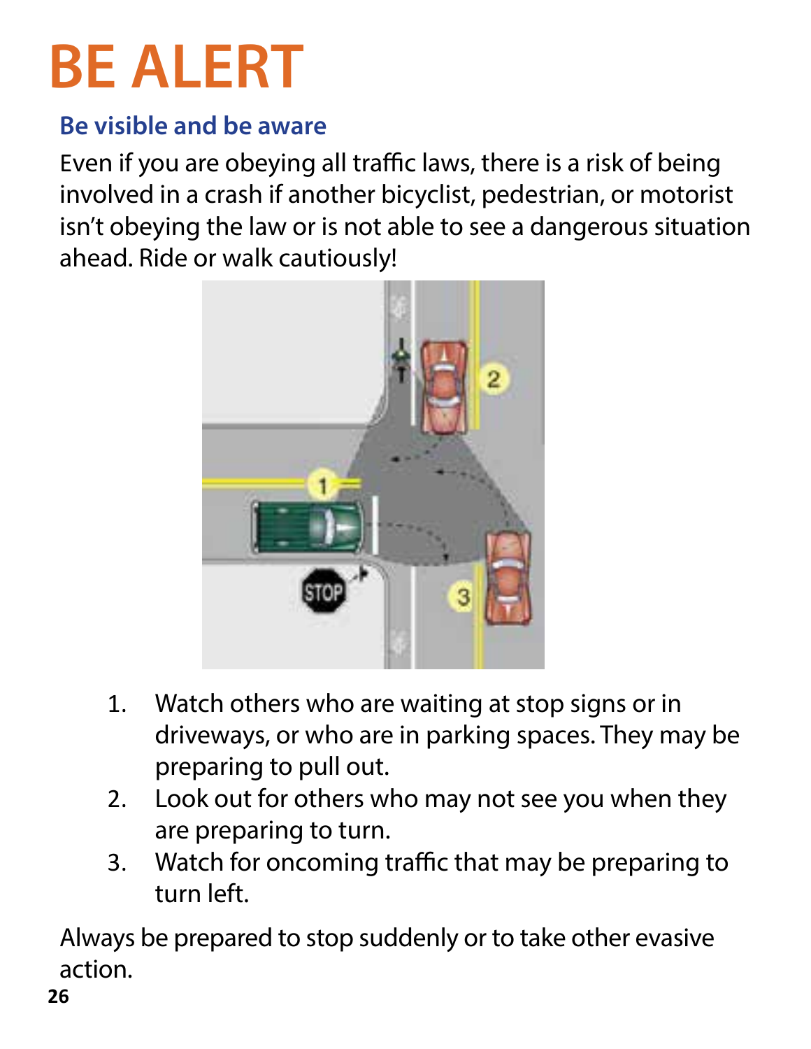# BE ALERT

## Be visible and be aware

Even if you are obeying all traffic laws, there is a risk of being involved in a crash if another bicyclist, pedestrian, or motorist isn't obeying the law or is not able to see a dangerous situation ahead. Ride or walk cautiously!

1. Watch others who are waiting at stop signs or in driveways, or who are in parking spaces. They may be preparing to pull out.
2. Look out for others who may not see you when they are preparing to turn.
3. Watch for oncoming traffic that may be preparing to turn left.

Always be prepared to stop suddenly or to take other evasive action.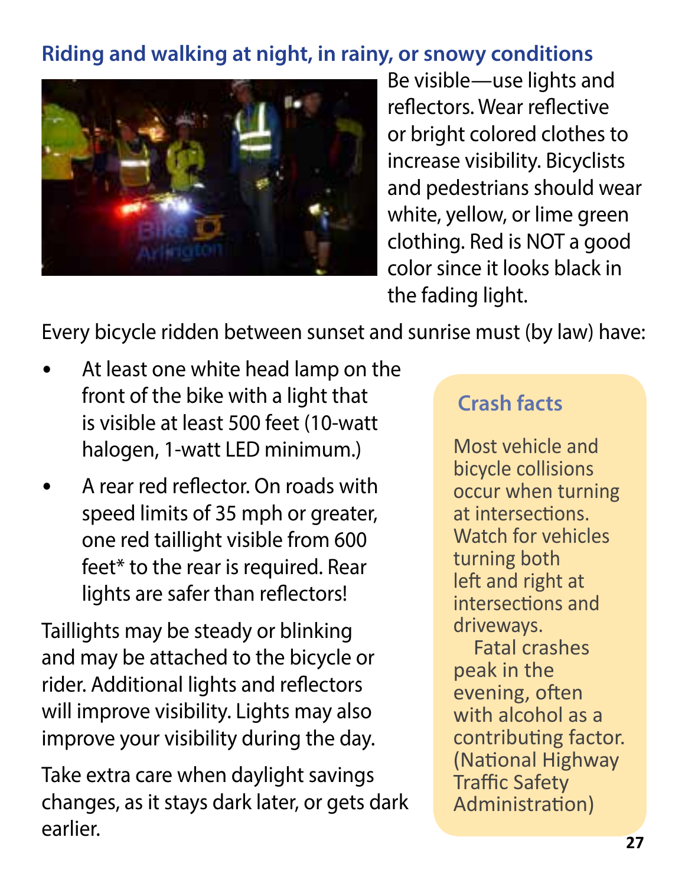## Riding and walking at night, in rainy, or snowy conditions

Be visible—use lights and reflectors. Wear reflective or bright colored clothes to increase visibility. Bicyclists and pedestrians should wear white, yellow, or lime green clothing. Red is NOT a good color since it looks black in the fading light.

Every bicycle ridden between sunset and sunrise must (by law) have:

- At least one white head lamp on the front of the bike with a light that is visible at least 500 feet (10-watt halogen, 1-watt LED minimum.)
- A rear red reflector. On roads with speed limits of 35 mph or greater, one red taillight visible from 600 feet* to the rear is required. Rear lights are safer than reflectors!

Taillights may be steady or blinking and may be attached to the bicycle or rider. Additional lights and reflectors will improve visibility. Lights may also improve your visibility during the day.

Take extra care when daylight savings changes, as it stays dark later, or gets dark earlier.

### Crash facts

Most vehicle and bicycle collisions occur when turning at intersections. Watch for vehicles turning both left and right at intersections and driveways.

Fatal crashes peak in the evening, often with alcohol as a contributing factor. (National Highway Traffic Safety Administration)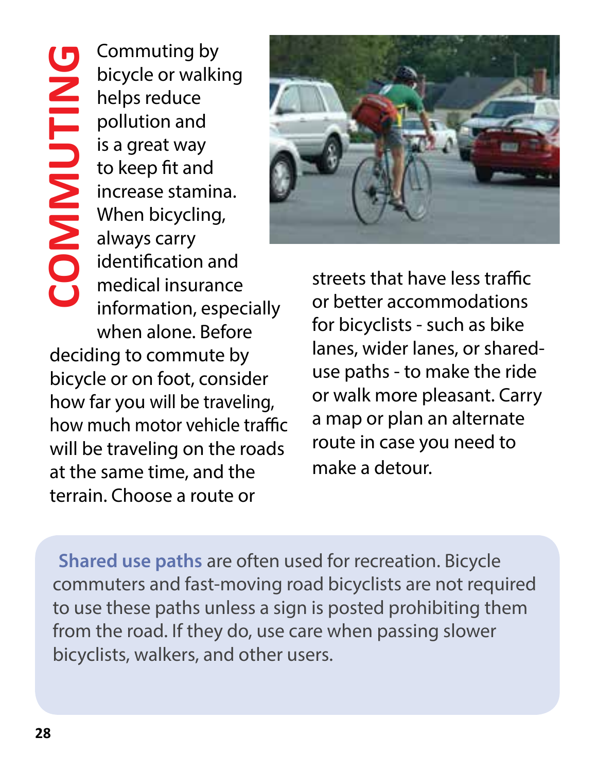# COMMUTING

Commuting by bicycle or walking helps reduce pollution and is a great way to keep fit and increase stamina. When bicycling, always carry identification and medical insurance information, especially when alone. Before deciding to commute by bicycle or on foot, consider how far you will be traveling, how much motor vehicle traffic will be traveling on the roads at the same time, and the terrain. Choose a route or streets that have less traffic or better accommodations for bicyclists - such as bike lanes, wider lanes, or shared-use paths - to make the ride or walk more pleasant. Carry a map or plan an alternate route in case you need to make a detour.

**Shared use paths** are often used for recreation. Bicycle commuters and fast-moving road bicyclists are not required to use these paths unless a sign is posted prohibiting them from the road. If they do, use care when passing slower bicyclists, walkers, and other users.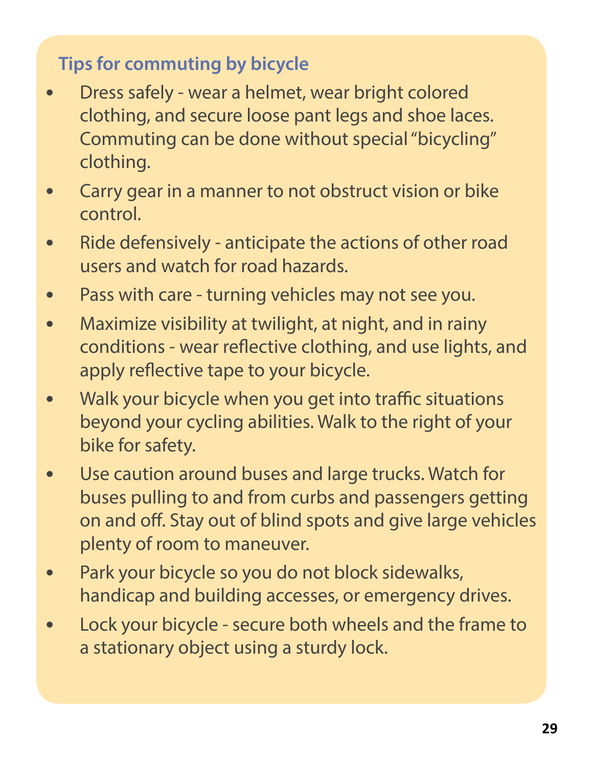### Tips for commuting by bicycle

- Dress safely - wear a helmet, wear bright colored clothing, and secure loose pant legs and shoe laces. Commuting can be done without special "bicycling" clothing.
- Carry gear in a manner to not obstruct vision or bike control.
- Ride defensively - anticipate the actions of other road users and watch for road hazards.
- Pass with care - turning vehicles may not see you.
- Maximize visibility at twilight, at night, and in rainy conditions - wear reflective clothing, and use lights, and apply reflective tape to your bicycle.
- Walk your bicycle when you get into traffic situations beyond your cycling abilities. Walk to the right of your bike for safety.
- Use caution around buses and large trucks. Watch for buses pulling to and from curbs and passengers getting on and off. Stay out of blind spots and give large vehicles plenty of room to maneuver.
- Park your bicycle so you do not block sidewalks, handicap and building accesses, or emergency drives.
- Lock your bicycle - secure both wheels and the frame to a stationary object using a sturdy lock.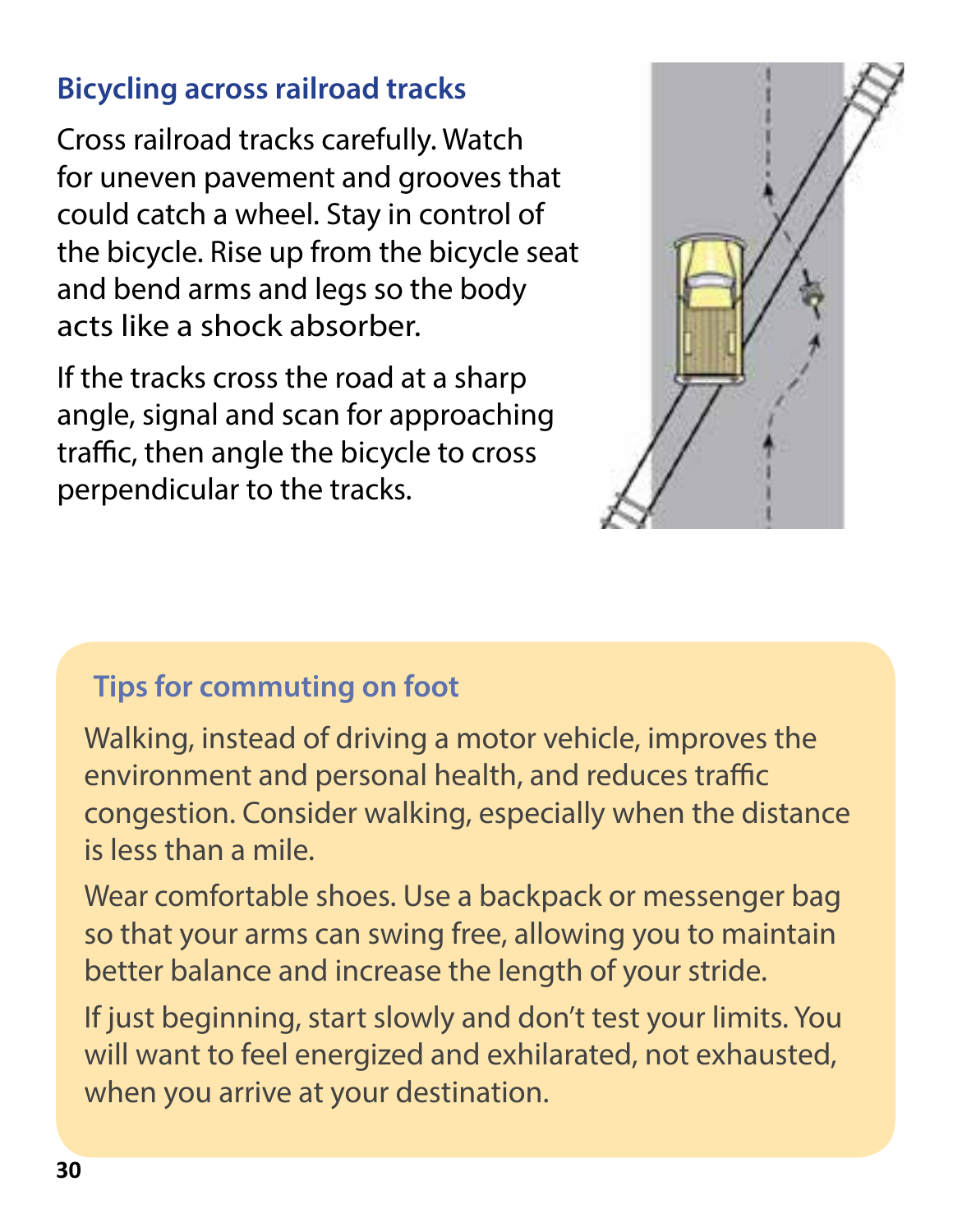## Bicycling across railroad tracks

Cross railroad tracks carefully. Watch for uneven pavement and grooves that could catch a wheel. Stay in control of the bicycle. Rise up from the bicycle seat and bend arms and legs so the body acts like a shock absorber.

If the tracks cross the road at a sharp angle, signal and scan for approaching traffic, then angle the bicycle to cross perpendicular to the tracks.

### Tips for commuting on foot

Walking, instead of driving a motor vehicle, improves the environment and personal health, and reduces traffic congestion. Consider walking, especially when the distance is less than a mile.

Wear comfortable shoes. Use a backpack or messenger bag so that your arms can swing free, allowing you to maintain better balance and increase the length of your stride.

If just beginning, start slowly and don't test your limits. You will want to feel energized and exhilarated, not exhausted, when you arrive at your destination.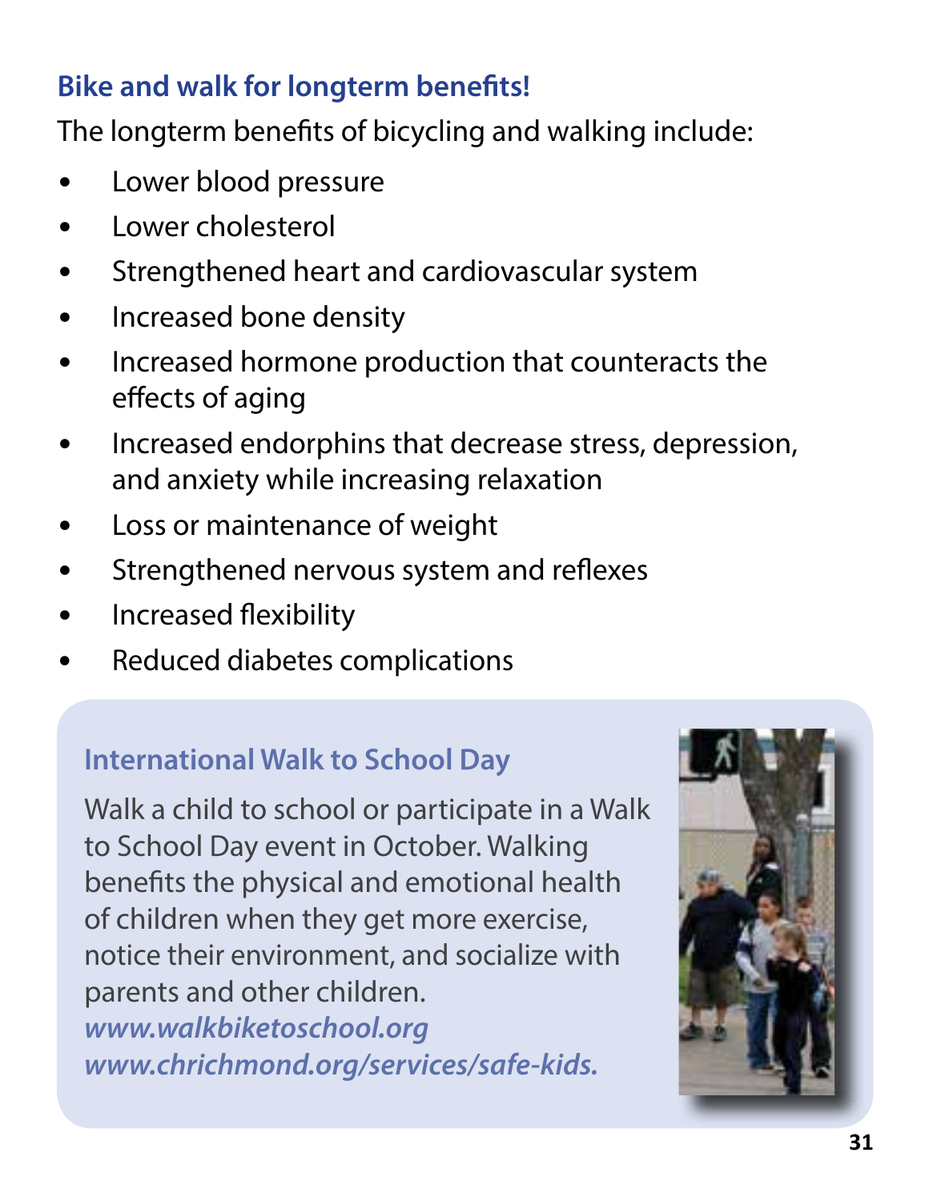## Bike and walk for longterm benefits!

The longterm benefits of bicycling and walking include:

- Lower blood pressure
- Lower cholesterol
- Strengthened heart and cardiovascular system
- Increased bone density
- Increased hormone production that counteracts the effects of aging
- Increased endorphins that decrease stress, depression, and anxiety while increasing relaxation
- Loss or maintenance of weight
- Strengthened nervous system and reflexes
- Increased flexibility
- Reduced diabetes complications

### International Walk to School Day

Walk a child to school or participate in a Walk to School Day event in October. Walking benefits the physical and emotional health of children when they get more exercise, notice their environment, and socialize with parents and other children.

***www.walkbiketoschool.org***

***www.chrichmond.org/services/safe-kids.***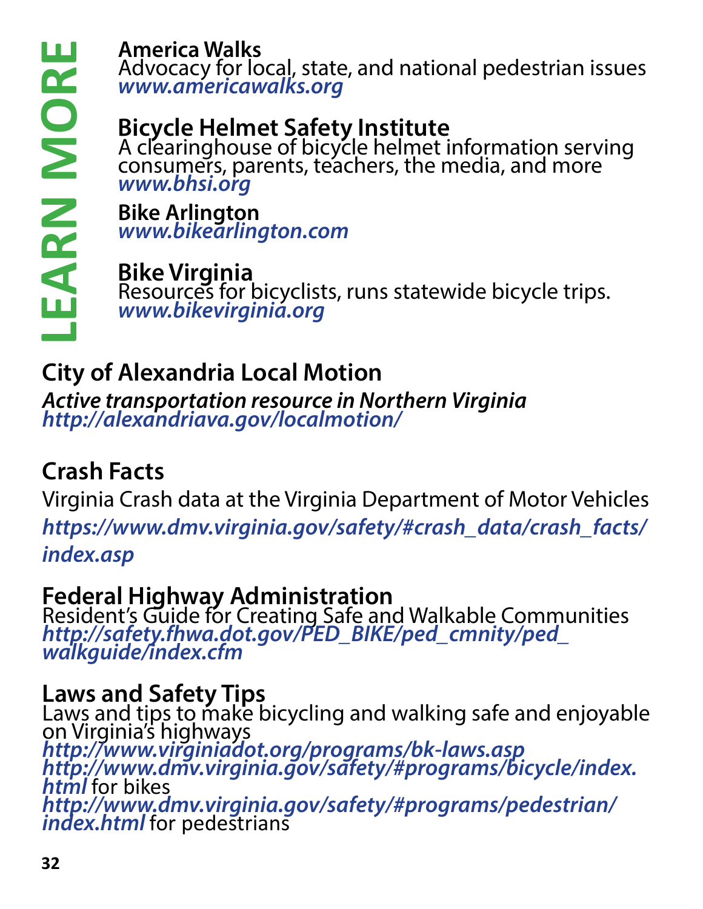# LEARN MORE

**America Walks**
Advocacy for local, state, and national pedestrian issues
*www.americawalks.org*

**Bicycle Helmet Safety Institute**
A clearinghouse of bicycle helmet information serving consumers, parents, teachers, the media, and more
*www.bhsi.org*

**Bike Arlington**
*www.bikearlington.com*

**Bike Virginia**
Resources for bicyclists, runs statewide bicycle trips.
*www.bikevirginia.org*

**City of Alexandria Local Motion**
*Active transportation resource in Northern Virginia*
*http://alexandriava.gov/localmotion/*

**Crash Facts**
Virginia Crash data at the Virginia Department of Motor Vehicles
*https://www.dmv.virginia.gov/safety/#crash_data/crash_facts/index.asp*

**Federal Highway Administration**
Resident's Guide for Creating Safe and Walkable Communities
*http://safety.fhwa.dot.gov/PED_BIKE/ped_cmnity/ped_walkguide/index.cfm*

**Laws and Safety Tips**
Laws and tips to make bicycling and walking safe and enjoyable on Virginia's highways
*http://www.virginiadot.org/programs/bk-laws.asp*
*http://www.dmv.virginia.gov/safety/#programs/bicycle/index.html* for bikes
*http://www.dmv.virginia.gov/safety/#programs/pedestrian/index.html* for pedestrians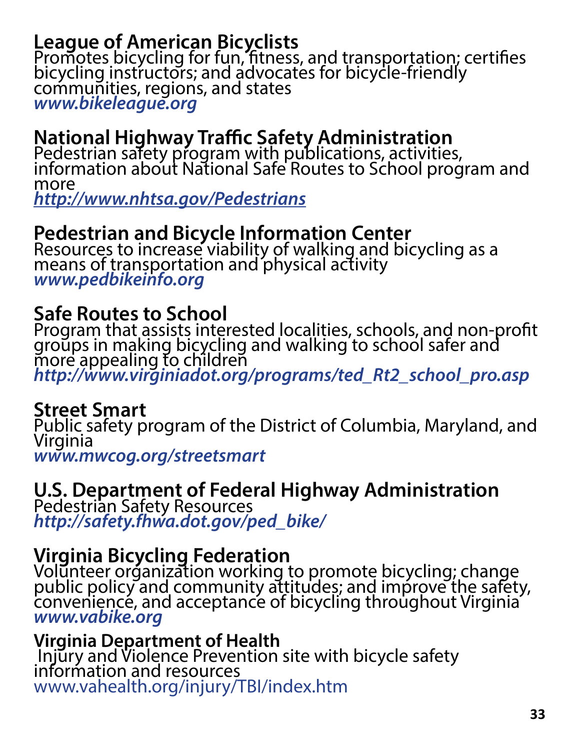**League of American Bicyclists**
Promotes bicycling for fun, fitness, and transportation; certifies bicycling instructors; and advocates for bicycle-friendly communities, regions, and states
***www.bikeleague.org***

**National Highway Traffic Safety Administration**
Pedestrian safety program with publications, activities, information about National Safe Routes to School program and more
***http://www.nhtsa.gov/Pedestrians***

**Pedestrian and Bicycle Information Center**
Resources to increase viability of walking and bicycling as a means of transportation and physical activity
***www.pedbikeinfo.org***

**Safe Routes to School**
Program that assists interested localities, schools, and non-profit groups in making bicycling and walking to school safer and more appealing to children
***http://www.virginiadot.org/programs/ted_Rt2_school_pro.asp***

**Street Smart**
Public safety program of the District of Columbia, Maryland, and Virginia
***www.mwcog.org/streetsmart***

**U.S. Department of Federal Highway Administration**
Pedestrian Safety Resources
***http://safety.fhwa.dot.gov/ped_bike/***

**Virginia Bicycling Federation**
Volunteer organization working to promote bicycling; change public policy and community attitudes; and improve the safety, convenience, and acceptance of bicycling throughout Virginia
***www.vabike.org***

**Virginia Department of Health**
Injury and Violence Prevention site with bicycle safety information and resources
www.vahealth.org/injury/TBI/index.htm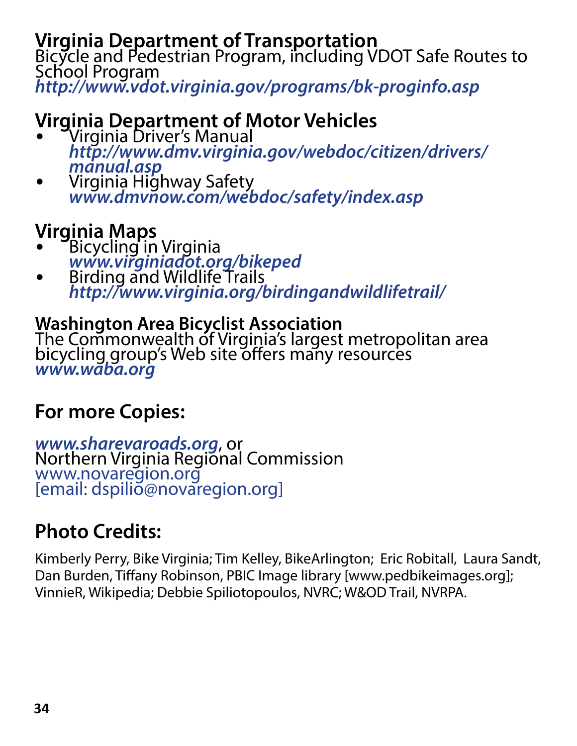## Virginia Department of Transportation

Bicycle and Pedestrian Program, including VDOT Safe Routes to School Program
***http://www.vdot.virginia.gov/programs/bk-proginfo.asp***

## Virginia Department of Motor Vehicles

- Virginia Driver's Manual
  ***http://www.dmv.virginia.gov/webdoc/citizen/drivers/manual.asp***
- Virginia Highway Safety
  ***www.dmvnow.com/webdoc/safety/index.asp***

## Virginia Maps

- Bicycling in Virginia
  ***www.virginiadot.org/bikeped***
- Birding and Wildlife Trails
  ***http://www.virginia.org/birdingandwildlifetrail/***

### Washington Area Bicyclist Association

The Commonwealth of Virginia's largest metropolitan area bicycling group's Web site offers many resources
***www.waba.org***

## For more Copies:

***www.sharevaroads.org***, or
Northern Virginia Regional Commission
www.novaregion.org
[email: dspilio@novaregion.org]

## Photo Credits:

Kimberly Perry, Bike Virginia; Tim Kelley, BikeArlington; Eric Robitall, Laura Sandt, Dan Burden, Tiffany Robinson, PBIC Image library [www.pedbikeimages.org]; VinnieR, Wikipedia; Debbie Spiliotopoulos, NVRC; W&OD Trail, NVRPA.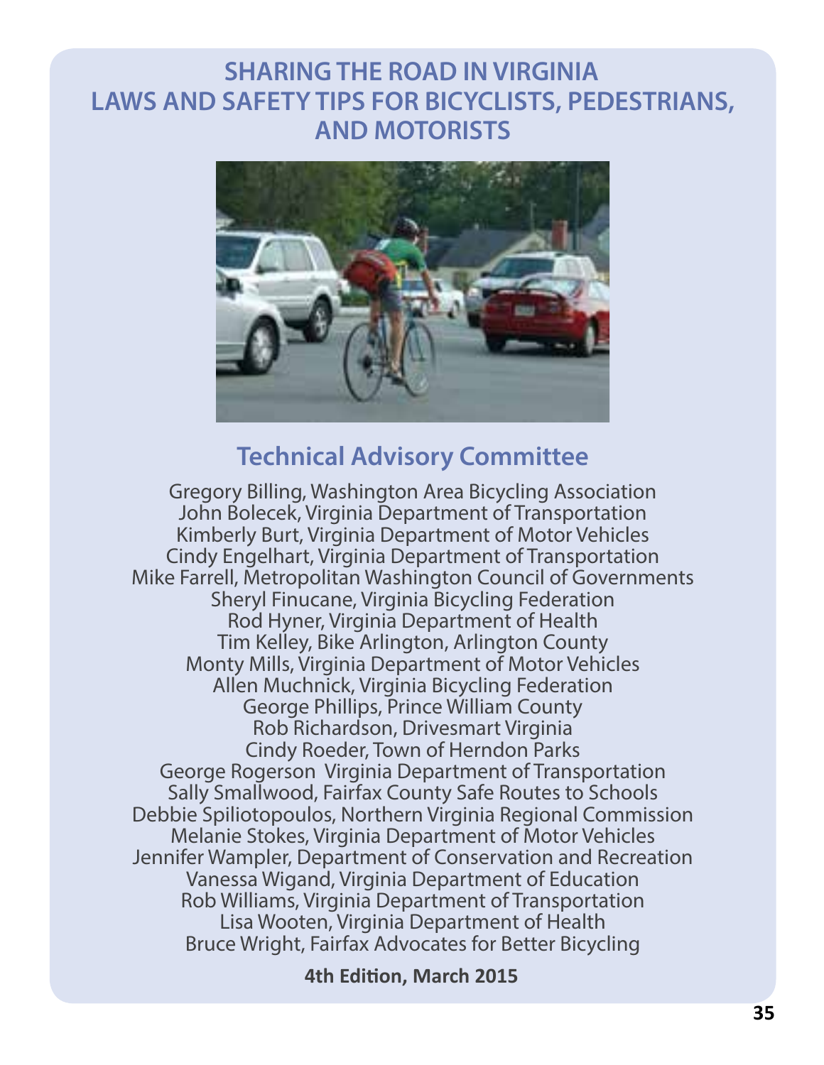# SHARING THE ROAD IN VIRGINIA LAWS AND SAFETY TIPS FOR BICYCLISTS, PEDESTRIANS, AND MOTORISTS

## Technical Advisory Committee

Gregory Billing, Washington Area Bicycling Association
John Bolecek, Virginia Department of Transportation
Kimberly Burt, Virginia Department of Motor Vehicles
Cindy Engelhart, Virginia Department of Transportation
Mike Farrell, Metropolitan Washington Council of Governments
Sheryl Finucane, Virginia Bicycling Federation
Rod Hyner, Virginia Department of Health
Tim Kelley, Bike Arlington, Arlington County
Monty Mills, Virginia Department of Motor Vehicles
Allen Muchnick, Virginia Bicycling Federation
George Phillips, Prince William County
Rob Richardson, Drivesmart Virginia
Cindy Roeder, Town of Herndon Parks
George Rogerson Virginia Department of Transportation
Sally Smallwood, Fairfax County Safe Routes to Schools
Debbie Spiliotopoulos, Northern Virginia Regional Commission
Melanie Stokes, Virginia Department of Motor Vehicles
Jennifer Wampler, Department of Conservation and Recreation
Vanessa Wigand, Virginia Department of Education
Rob Williams, Virginia Department of Transportation
Lisa Wooten, Virginia Department of Health
Bruce Wright, Fairfax Advocates for Better Bicycling

**4th Edition, March 2015**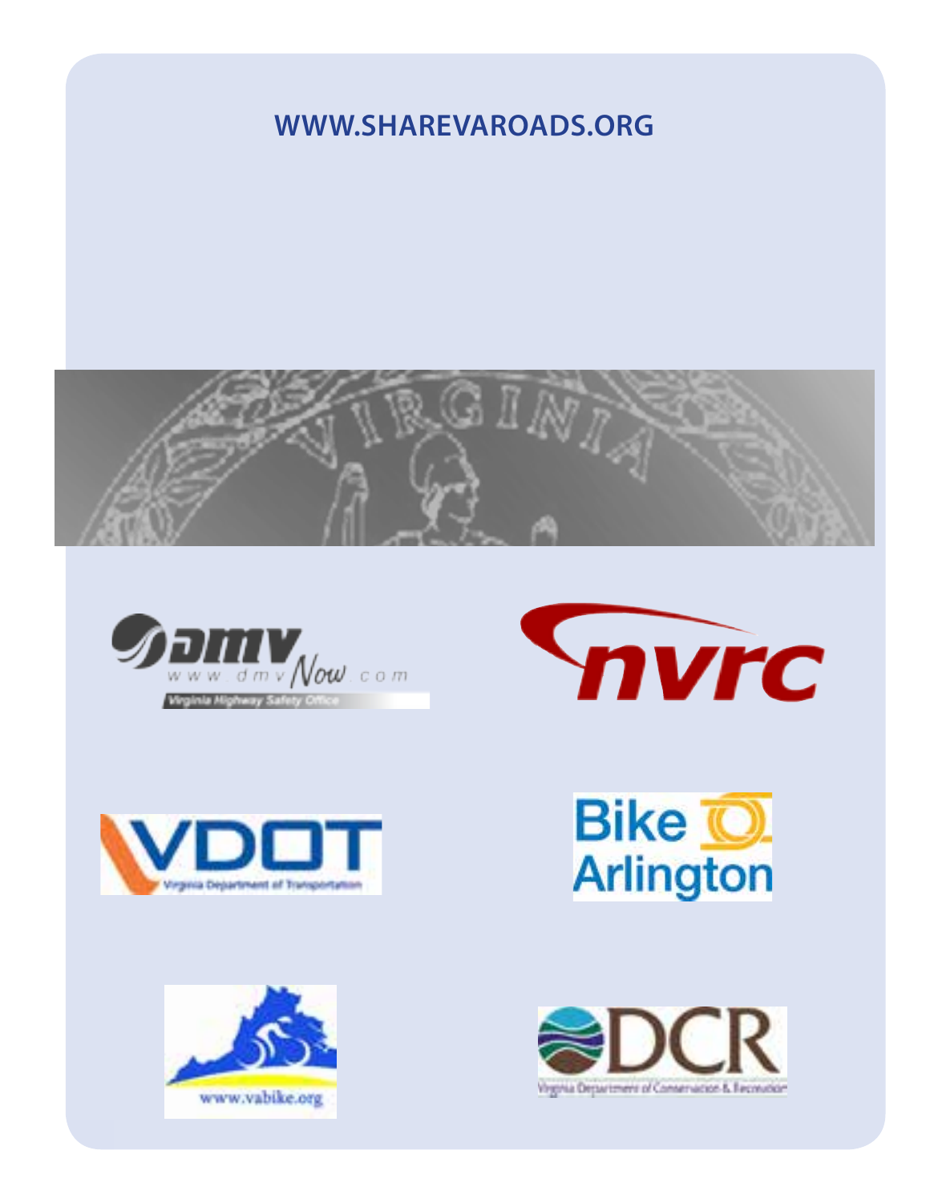WWW.SHAREVAROADS.ORG